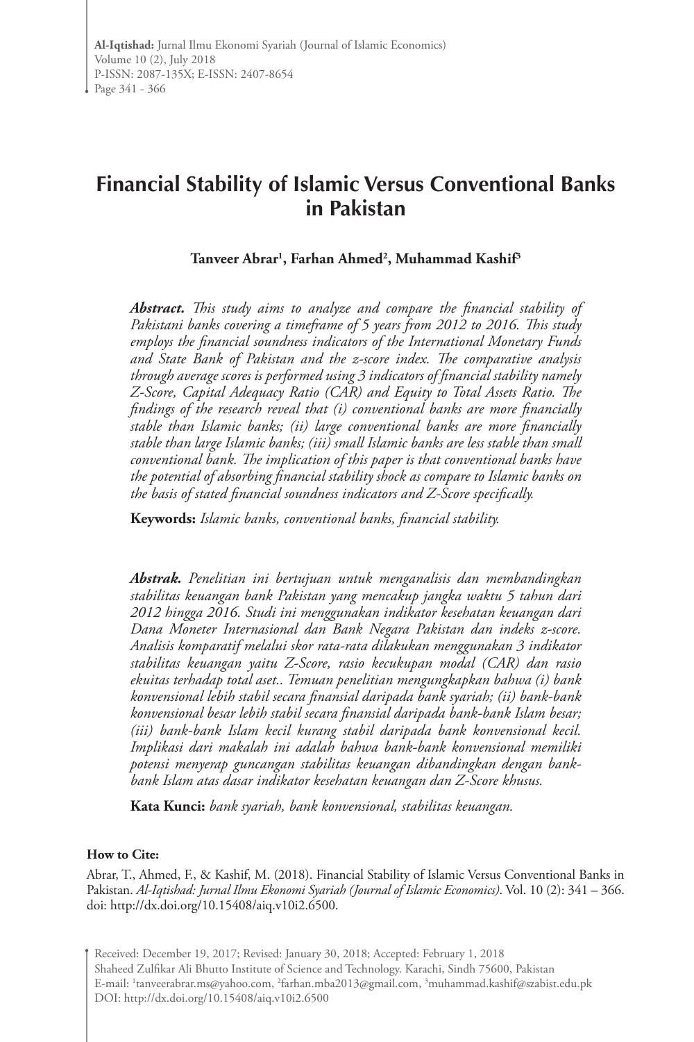# Financial Stability of Islamic Versus Conventional Banks in Pakistan

**Tanveer Abrar[1], Farhan Ahmed[2], Muhammad Kashif[3]**

***Abstract.*** *This study aims to analyze and compare the financial stability of Pakistani banks covering a timeframe of 5 years from 2012 to 2016. This study employs the financial soundness indicators of the International Monetary Funds and State Bank of Pakistan and the z-score index. The comparative analysis through average scores is performed using 3 indicators of financial stability namely Z-Score, Capital Adequacy Ratio (CAR) and Equity to Total Assets Ratio. The findings of the research reveal that (i) conventional banks are more financially stable than Islamic banks; (ii) large conventional banks are more financially stable than large Islamic banks; (iii) small Islamic banks are less stable than small conventional bank. The implication of this paper is that conventional banks have the potential of absorbing financial stability shock as compare to Islamic banks on the basis of stated financial soundness indicators and Z-Score specifically.*

**Keywords:** *Islamic banks, conventional banks, financial stability.*

***Abstrak.*** *Penelitian ini bertujuan untuk menganalisis dan membandingkan stabilitas keuangan bank Pakistan yang mencakup jangka waktu 5 tahun dari 2012 hingga 2016. Studi ini menggunakan indikator kesehatan keuangan dari Dana Moneter Internasional dan Bank Negara Pakistan dan indeks z-score. Analisis komparatif melalui skor rata-rata dilakukan menggunakan 3 indikator stabilitas keuangan yaitu Z-Score, rasio kecukupan modal (CAR) dan rasio ekuitas terhadap total aset.. Temuan penelitian mengungkapkan bahwa (i) bank konvensional lebih stabil secara finansial daripada bank syariah; (ii) bank-bank konvensional besar lebih stabil secara finansial daripada bank-bank Islam besar; (iii) bank-bank Islam kecil kurang stabil daripada bank konvensional kecil. Implikasi dari makalah ini adalah bahwa bank-bank konvensional memiliki potensi menyerap guncangan stabilitas keuangan dibandingkan dengan bank-bank Islam atas dasar indikator kesehatan keuangan dan Z-Score khusus.*

**Kata Kunci:** *bank syariah, bank konvensional, stabilitas keuangan.*

**How to Cite:**

Abrar, T., Ahmed, F., & Kashif, M. (2018). Financial Stability of Islamic Versus Conventional Banks in Pakistan. *Al-Iqtishad: Jurnal Ilmu Ekonomi Syariah (Journal of Islamic Economics)*. Vol. 10 (2): 341 – 366. doi: http://dx.doi.org/10.15408/aiq.v10i2.6500.

Received: December 19, 2017; Revised: January 30, 2018; Accepted: February 1, 2018
Shaheed Zulfikar Ali Bhutto Institute of Science and Technology. Karachi, Sindh 75600, Pakistan
E-mail: [1]tanveerabrar.ms@yahoo.com, [2]farhan.mba2013@gmail.com, [3]muhammad.kashif@szabist.edu.pk
DOI: http://dx.doi.org/10.15408/aiq.v10i2.6500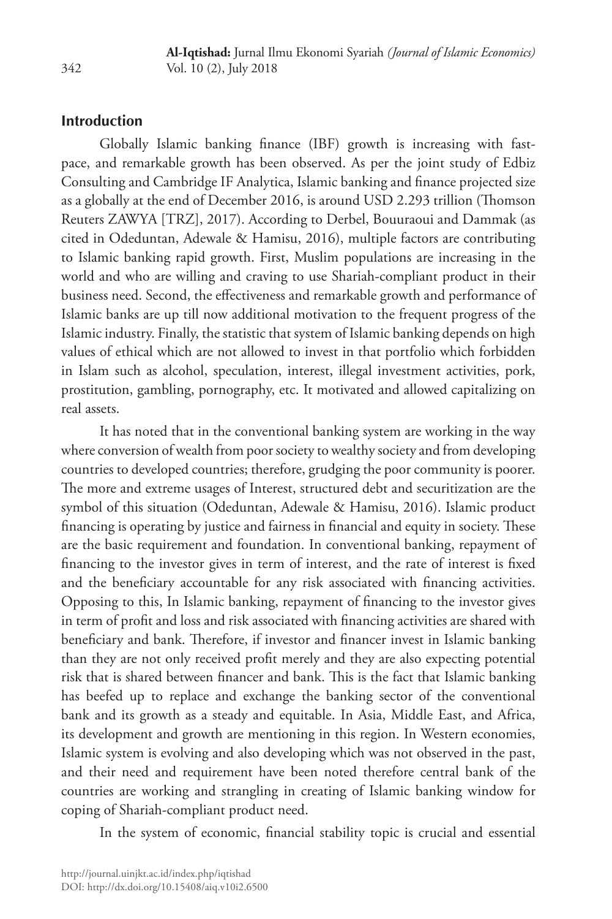## Introduction

Globally Islamic banking finance (IBF) growth is increasing with fast-pace, and remarkable growth has been observed. As per the joint study of Edbiz Consulting and Cambridge IF Analytica, Islamic banking and finance projected size as a globally at the end of December 2016, is around USD 2.293 trillion (Thomson Reuters ZAWYA [TRZ], 2017). According to Derbel, Bouuraoui and Dammak (as cited in Odeduntan, Adewale & Hamisu, 2016), multiple factors are contributing to Islamic banking rapid growth. First, Muslim populations are increasing in the world and who are willing and craving to use Shariah-compliant product in their business need. Second, the effectiveness and remarkable growth and performance of Islamic banks are up till now additional motivation to the frequent progress of the Islamic industry. Finally, the statistic that system of Islamic banking depends on high values of ethical which are not allowed to invest in that portfolio which forbidden in Islam such as alcohol, speculation, interest, illegal investment activities, pork, prostitution, gambling, pornography, etc. It motivated and allowed capitalizing on real assets.

It has noted that in the conventional banking system are working in the way where conversion of wealth from poor society to wealthy society and from developing countries to developed countries; therefore, grudging the poor community is poorer. The more and extreme usages of Interest, structured debt and securitization are the symbol of this situation (Odeduntan, Adewale & Hamisu, 2016). Islamic product financing is operating by justice and fairness in financial and equity in society. These are the basic requirement and foundation. In conventional banking, repayment of financing to the investor gives in term of interest, and the rate of interest is fixed and the beneficiary accountable for any risk associated with financing activities. Opposing to this, In Islamic banking, repayment of financing to the investor gives in term of profit and loss and risk associated with financing activities are shared with beneficiary and bank. Therefore, if investor and financer invest in Islamic banking than they are not only received profit merely and they are also expecting potential risk that is shared between financer and bank. This is the fact that Islamic banking has beefed up to replace and exchange the banking sector of the conventional bank and its growth as a steady and equitable. In Asia, Middle East, and Africa, its development and growth are mentioning in this region. In Western economies, Islamic system is evolving and also developing which was not observed in the past, and their need and requirement have been noted therefore central bank of the countries are working and strangling in creating of Islamic banking window for coping of Shariah-compliant product need.

In the system of economic, financial stability topic is crucial and essential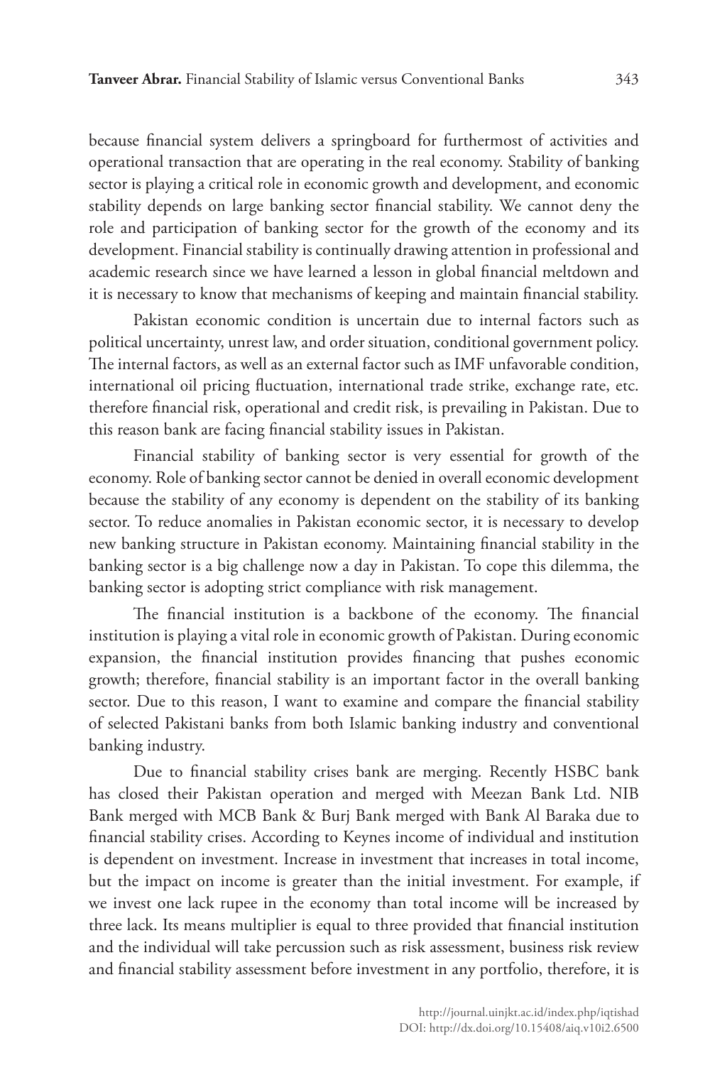because financial system delivers a springboard for furthermost of activities and operational transaction that are operating in the real economy. Stability of banking sector is playing a critical role in economic growth and development, and economic stability depends on large banking sector financial stability. We cannot deny the role and participation of banking sector for the growth of the economy and its development. Financial stability is continually drawing attention in professional and academic research since we have learned a lesson in global financial meltdown and it is necessary to know that mechanisms of keeping and maintain financial stability.

Pakistan economic condition is uncertain due to internal factors such as political uncertainty, unrest law, and order situation, conditional government policy. The internal factors, as well as an external factor such as IMF unfavorable condition, international oil pricing fluctuation, international trade strike, exchange rate, etc. therefore financial risk, operational and credit risk, is prevailing in Pakistan. Due to this reason bank are facing financial stability issues in Pakistan.

Financial stability of banking sector is very essential for growth of the economy. Role of banking sector cannot be denied in overall economic development because the stability of any economy is dependent on the stability of its banking sector. To reduce anomalies in Pakistan economic sector, it is necessary to develop new banking structure in Pakistan economy. Maintaining financial stability in the banking sector is a big challenge now a day in Pakistan. To cope this dilemma, the banking sector is adopting strict compliance with risk management.

The financial institution is a backbone of the economy. The financial institution is playing a vital role in economic growth of Pakistan. During economic expansion, the financial institution provides financing that pushes economic growth; therefore, financial stability is an important factor in the overall banking sector. Due to this reason, I want to examine and compare the financial stability of selected Pakistani banks from both Islamic banking industry and conventional banking industry.

Due to financial stability crises bank are merging. Recently HSBC bank has closed their Pakistan operation and merged with Meezan Bank Ltd. NIB Bank merged with MCB Bank & Burj Bank merged with Bank Al Baraka due to financial stability crises. According to Keynes income of individual and institution is dependent on investment. Increase in investment that increases in total income, but the impact on income is greater than the initial investment. For example, if we invest one lack rupee in the economy than total income will be increased by three lack. Its means multiplier is equal to three provided that financial institution and the individual will take percussion such as risk assessment, business risk review and financial stability assessment before investment in any portfolio, therefore, it is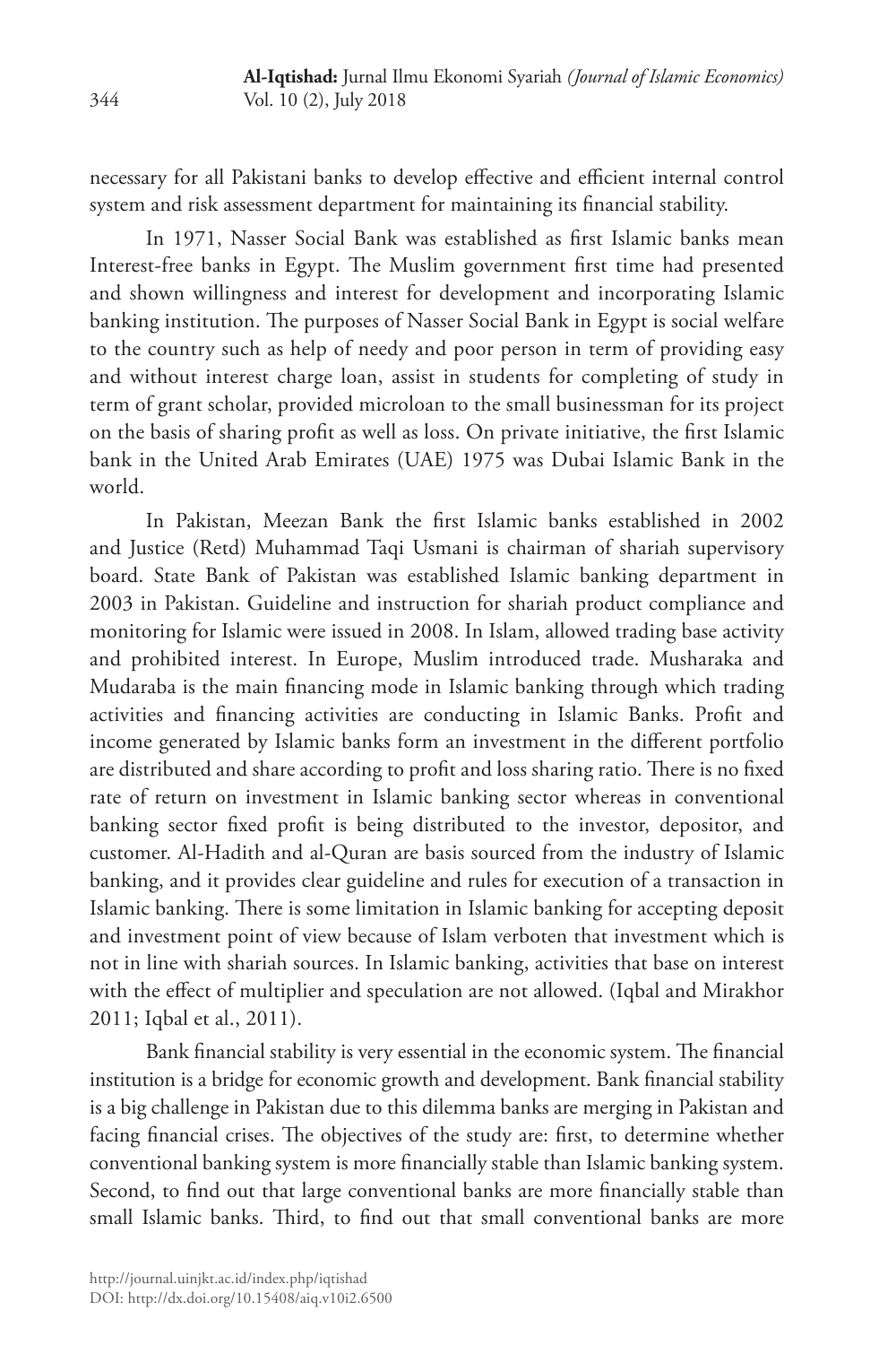necessary for all Pakistani banks to develop effective and efficient internal control system and risk assessment department for maintaining its financial stability.

In 1971, Nasser Social Bank was established as first Islamic banks mean Interest-free banks in Egypt. The Muslim government first time had presented and shown willingness and interest for development and incorporating Islamic banking institution. The purposes of Nasser Social Bank in Egypt is social welfare to the country such as help of needy and poor person in term of providing easy and without interest charge loan, assist in students for completing of study in term of grant scholar, provided microloan to the small businessman for its project on the basis of sharing profit as well as loss. On private initiative, the first Islamic bank in the United Arab Emirates (UAE) 1975 was Dubai Islamic Bank in the world.

In Pakistan, Meezan Bank the first Islamic banks established in 2002 and Justice (Retd) Muhammad Taqi Usmani is chairman of shariah supervisory board. State Bank of Pakistan was established Islamic banking department in 2003 in Pakistan. Guideline and instruction for shariah product compliance and monitoring for Islamic were issued in 2008. In Islam, allowed trading base activity and prohibited interest. In Europe, Muslim introduced trade. Musharaka and Mudaraba is the main financing mode in Islamic banking through which trading activities and financing activities are conducting in Islamic Banks. Profit and income generated by Islamic banks form an investment in the different portfolio are distributed and share according to profit and loss sharing ratio. There is no fixed rate of return on investment in Islamic banking sector whereas in conventional banking sector fixed profit is being distributed to the investor, depositor, and customer. Al-Hadith and al-Quran are basis sourced from the industry of Islamic banking, and it provides clear guideline and rules for execution of a transaction in Islamic banking. There is some limitation in Islamic banking for accepting deposit and investment point of view because of Islam verboten that investment which is not in line with shariah sources. In Islamic banking, activities that base on interest with the effect of multiplier and speculation are not allowed. (Iqbal and Mirakhor 2011; Iqbal et al., 2011).

Bank financial stability is very essential in the economic system. The financial institution is a bridge for economic growth and development. Bank financial stability is a big challenge in Pakistan due to this dilemma banks are merging in Pakistan and facing financial crises. The objectives of the study are: first, to determine whether conventional banking system is more financially stable than Islamic banking system. Second, to find out that large conventional banks are more financially stable than small Islamic banks. Third, to find out that small conventional banks are more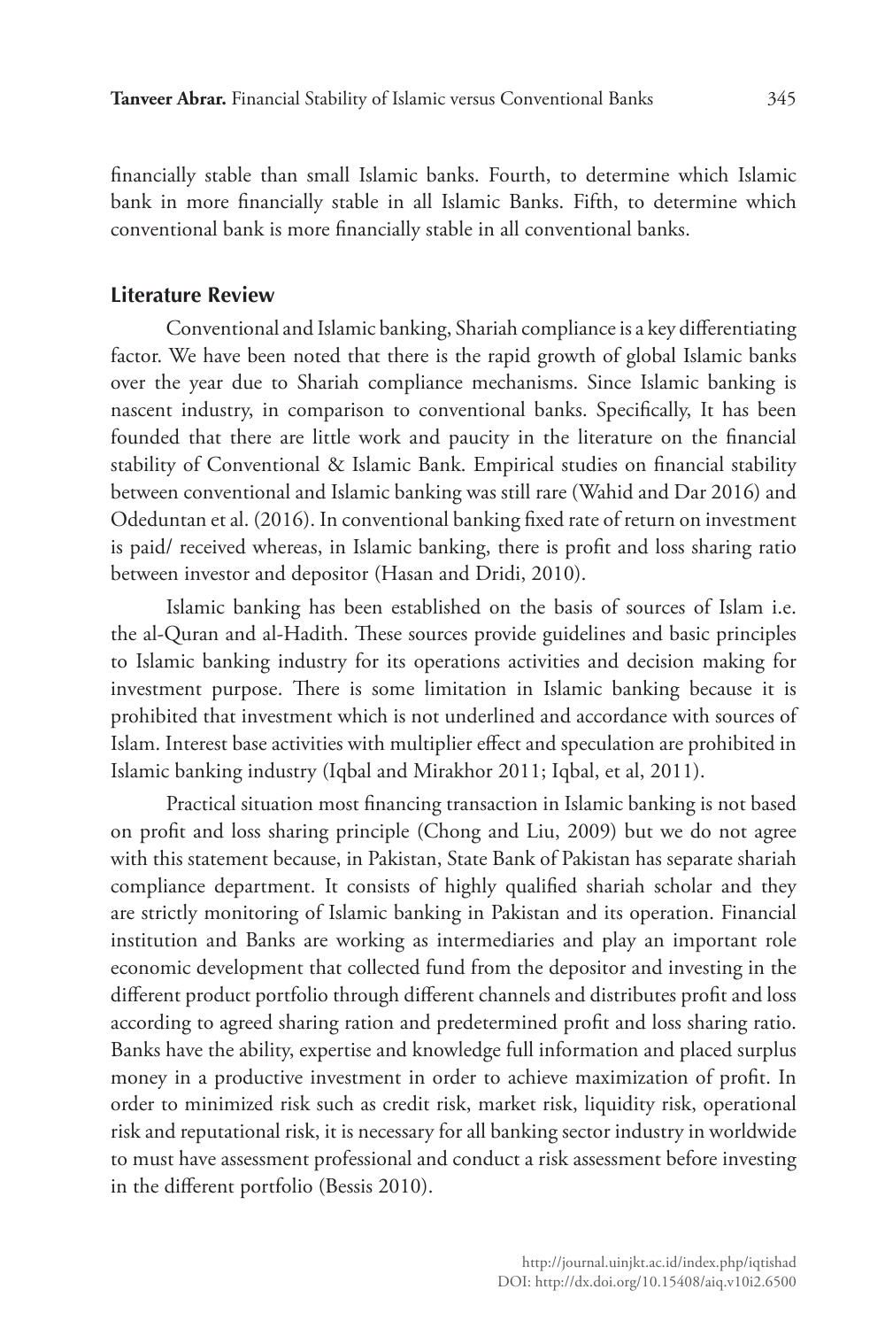financially stable than small Islamic banks. Fourth, to determine which Islamic bank in more financially stable in all Islamic Banks. Fifth, to determine which conventional bank is more financially stable in all conventional banks.

## Literature Review

Conventional and Islamic banking, Shariah compliance is a key differentiating factor. We have been noted that there is the rapid growth of global Islamic banks over the year due to Shariah compliance mechanisms. Since Islamic banking is nascent industry, in comparison to conventional banks. Specifically, It has been founded that there are little work and paucity in the literature on the financial stability of Conventional & Islamic Bank. Empirical studies on financial stability between conventional and Islamic banking was still rare (Wahid and Dar 2016) and Odeduntan et al. (2016). In conventional banking fixed rate of return on investment is paid/ received whereas, in Islamic banking, there is profit and loss sharing ratio between investor and depositor (Hasan and Dridi, 2010).

Islamic banking has been established on the basis of sources of Islam i.e. the al-Quran and al-Hadith. These sources provide guidelines and basic principles to Islamic banking industry for its operations activities and decision making for investment purpose. There is some limitation in Islamic banking because it is prohibited that investment which is not underlined and accordance with sources of Islam. Interest base activities with multiplier effect and speculation are prohibited in Islamic banking industry (Iqbal and Mirakhor 2011; Iqbal, et al, 2011).

Practical situation most financing transaction in Islamic banking is not based on profit and loss sharing principle (Chong and Liu, 2009) but we do not agree with this statement because, in Pakistan, State Bank of Pakistan has separate shariah compliance department. It consists of highly qualified shariah scholar and they are strictly monitoring of Islamic banking in Pakistan and its operation. Financial institution and Banks are working as intermediaries and play an important role economic development that collected fund from the depositor and investing in the different product portfolio through different channels and distributes profit and loss according to agreed sharing ration and predetermined profit and loss sharing ratio. Banks have the ability, expertise and knowledge full information and placed surplus money in a productive investment in order to achieve maximization of profit. In order to minimized risk such as credit risk, market risk, liquidity risk, operational risk and reputational risk, it is necessary for all banking sector industry in worldwide to must have assessment professional and conduct a risk assessment before investing in the different portfolio (Bessis 2010).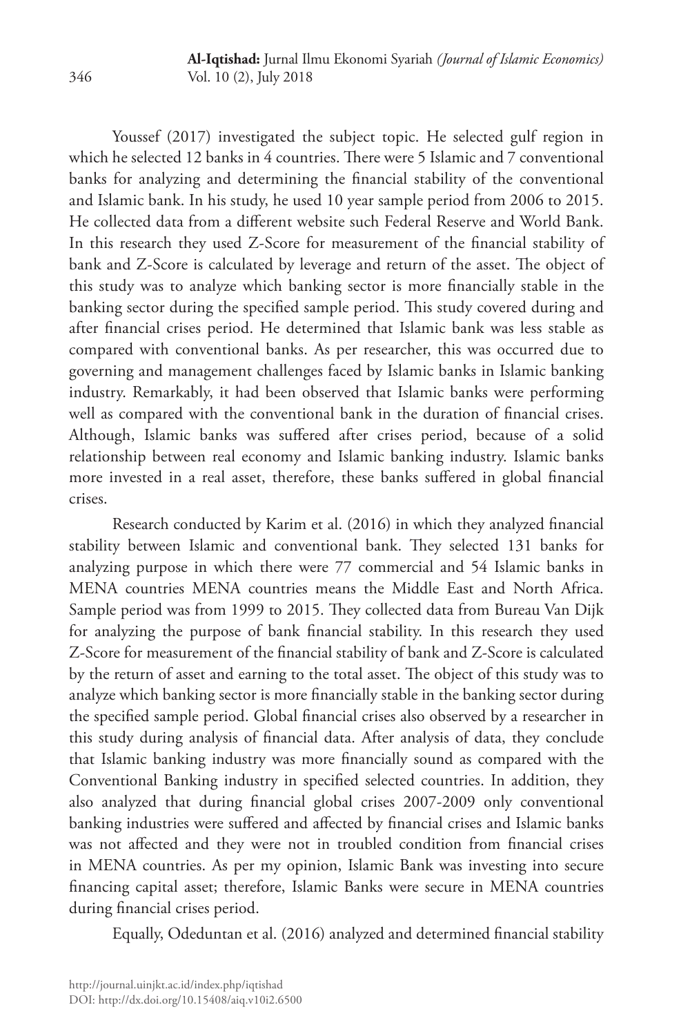Youssef (2017) investigated the subject topic. He selected gulf region in which he selected 12 banks in 4 countries. There were 5 Islamic and 7 conventional banks for analyzing and determining the financial stability of the conventional and Islamic bank. In his study, he used 10 year sample period from 2006 to 2015. He collected data from a different website such Federal Reserve and World Bank. In this research they used Z-Score for measurement of the financial stability of bank and Z-Score is calculated by leverage and return of the asset. The object of this study was to analyze which banking sector is more financially stable in the banking sector during the specified sample period. This study covered during and after financial crises period. He determined that Islamic bank was less stable as compared with conventional banks. As per researcher, this was occurred due to governing and management challenges faced by Islamic banks in Islamic banking industry. Remarkably, it had been observed that Islamic banks were performing well as compared with the conventional bank in the duration of financial crises. Although, Islamic banks was suffered after crises period, because of a solid relationship between real economy and Islamic banking industry. Islamic banks more invested in a real asset, therefore, these banks suffered in global financial crises.

Research conducted by Karim et al. (2016) in which they analyzed financial stability between Islamic and conventional bank. They selected 131 banks for analyzing purpose in which there were 77 commercial and 54 Islamic banks in MENA countries MENA countries means the Middle East and North Africa. Sample period was from 1999 to 2015. They collected data from Bureau Van Dijk for analyzing the purpose of bank financial stability. In this research they used Z-Score for measurement of the financial stability of bank and Z-Score is calculated by the return of asset and earning to the total asset. The object of this study was to analyze which banking sector is more financially stable in the banking sector during the specified sample period. Global financial crises also observed by a researcher in this study during analysis of financial data. After analysis of data, they conclude that Islamic banking industry was more financially sound as compared with the Conventional Banking industry in specified selected countries. In addition, they also analyzed that during financial global crises 2007-2009 only conventional banking industries were suffered and affected by financial crises and Islamic banks was not affected and they were not in troubled condition from financial crises in MENA countries. As per my opinion, Islamic Bank was investing into secure financing capital asset; therefore, Islamic Banks were secure in MENA countries during financial crises period.

Equally, Odeduntan et al. (2016) analyzed and determined financial stability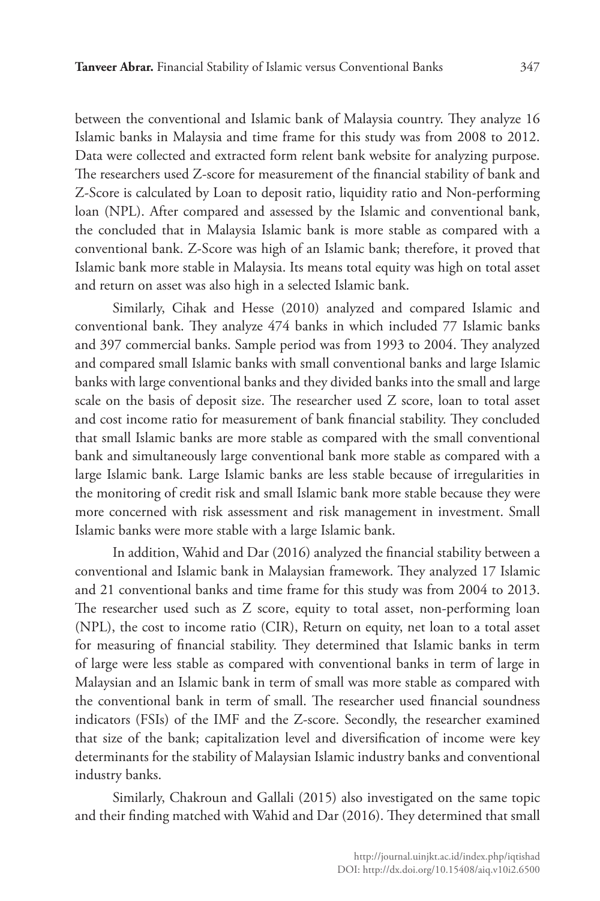between the conventional and Islamic bank of Malaysia country. They analyze 16 Islamic banks in Malaysia and time frame for this study was from 2008 to 2012. Data were collected and extracted form relent bank website for analyzing purpose. The researchers used Z-score for measurement of the financial stability of bank and Z-Score is calculated by Loan to deposit ratio, liquidity ratio and Non-performing loan (NPL). After compared and assessed by the Islamic and conventional bank, the concluded that in Malaysia Islamic bank is more stable as compared with a conventional bank. Z-Score was high of an Islamic bank; therefore, it proved that Islamic bank more stable in Malaysia. Its means total equity was high on total asset and return on asset was also high in a selected Islamic bank.

Similarly, Cihak and Hesse (2010) analyzed and compared Islamic and conventional bank. They analyze 474 banks in which included 77 Islamic banks and 397 commercial banks. Sample period was from 1993 to 2004. They analyzed and compared small Islamic banks with small conventional banks and large Islamic banks with large conventional banks and they divided banks into the small and large scale on the basis of deposit size. The researcher used Z score, loan to total asset and cost income ratio for measurement of bank financial stability. They concluded that small Islamic banks are more stable as compared with the small conventional bank and simultaneously large conventional bank more stable as compared with a large Islamic bank. Large Islamic banks are less stable because of irregularities in the monitoring of credit risk and small Islamic bank more stable because they were more concerned with risk assessment and risk management in investment. Small Islamic banks were more stable with a large Islamic bank.

In addition, Wahid and Dar (2016) analyzed the financial stability between a conventional and Islamic bank in Malaysian framework. They analyzed 17 Islamic and 21 conventional banks and time frame for this study was from 2004 to 2013. The researcher used such as Z score, equity to total asset, non-performing loan (NPL), the cost to income ratio (CIR), Return on equity, net loan to a total asset for measuring of financial stability. They determined that Islamic banks in term of large were less stable as compared with conventional banks in term of large in Malaysian and an Islamic bank in term of small was more stable as compared with the conventional bank in term of small. The researcher used financial soundness indicators (FSIs) of the IMF and the Z-score. Secondly, the researcher examined that size of the bank; capitalization level and diversification of income were key determinants for the stability of Malaysian Islamic industry banks and conventional industry banks.

Similarly, Chakroun and Gallali (2015) also investigated on the same topic and their finding matched with Wahid and Dar (2016). They determined that small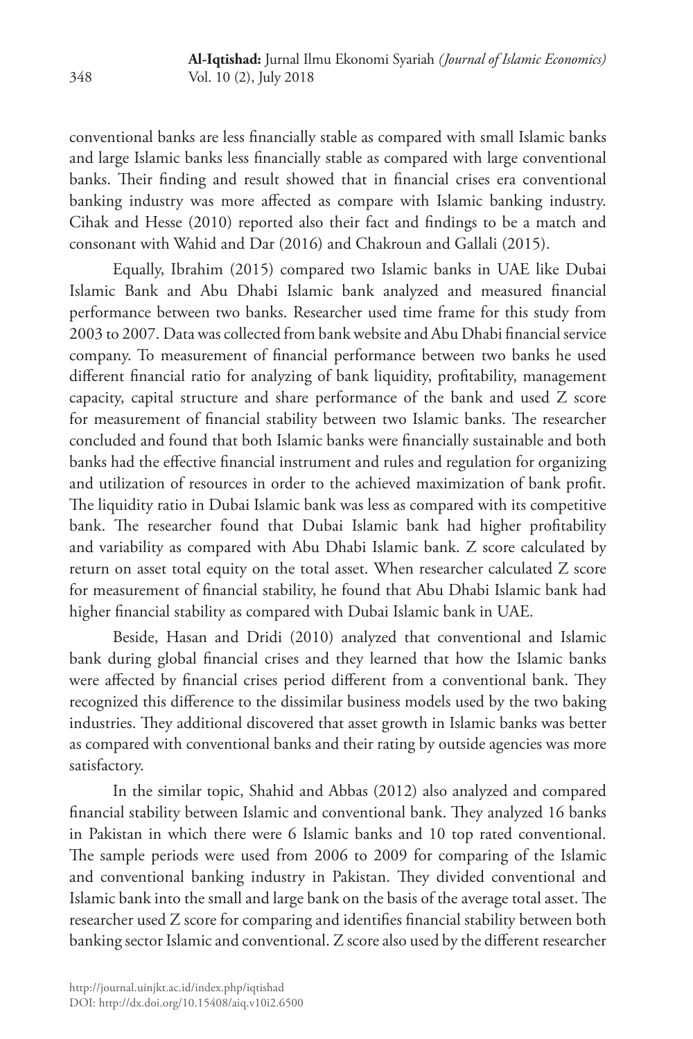conventional banks are less financially stable as compared with small Islamic banks and large Islamic banks less financially stable as compared with large conventional banks. Their finding and result showed that in financial crises era conventional banking industry was more affected as compare with Islamic banking industry. Cihak and Hesse (2010) reported also their fact and findings to be a match and consonant with Wahid and Dar (2016) and Chakroun and Gallali (2015).

Equally, Ibrahim (2015) compared two Islamic banks in UAE like Dubai Islamic Bank and Abu Dhabi Islamic bank analyzed and measured financial performance between two banks. Researcher used time frame for this study from 2003 to 2007. Data was collected from bank website and Abu Dhabi financial service company. To measurement of financial performance between two banks he used different financial ratio for analyzing of bank liquidity, profitability, management capacity, capital structure and share performance of the bank and used Z score for measurement of financial stability between two Islamic banks. The researcher concluded and found that both Islamic banks were financially sustainable and both banks had the effective financial instrument and rules and regulation for organizing and utilization of resources in order to the achieved maximization of bank profit. The liquidity ratio in Dubai Islamic bank was less as compared with its competitive bank. The researcher found that Dubai Islamic bank had higher profitability and variability as compared with Abu Dhabi Islamic bank. Z score calculated by return on asset total equity on the total asset. When researcher calculated Z score for measurement of financial stability, he found that Abu Dhabi Islamic bank had higher financial stability as compared with Dubai Islamic bank in UAE.

Beside, Hasan and Dridi (2010) analyzed that conventional and Islamic bank during global financial crises and they learned that how the Islamic banks were affected by financial crises period different from a conventional bank. They recognized this difference to the dissimilar business models used by the two baking industries. They additional discovered that asset growth in Islamic banks was better as compared with conventional banks and their rating by outside agencies was more satisfactory.

In the similar topic, Shahid and Abbas (2012) also analyzed and compared financial stability between Islamic and conventional bank. They analyzed 16 banks in Pakistan in which there were 6 Islamic banks and 10 top rated conventional. The sample periods were used from 2006 to 2009 for comparing of the Islamic and conventional banking industry in Pakistan. They divided conventional and Islamic bank into the small and large bank on the basis of the average total asset. The researcher used Z score for comparing and identifies financial stability between both banking sector Islamic and conventional. Z score also used by the different researcher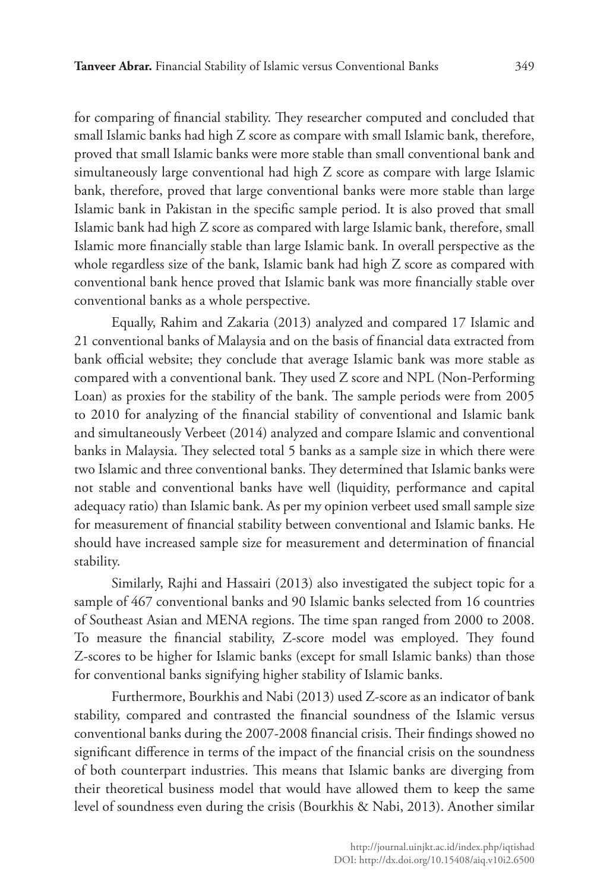for comparing of financial stability. They researcher computed and concluded that small Islamic banks had high Z score as compare with small Islamic bank, therefore, proved that small Islamic banks were more stable than small conventional bank and simultaneously large conventional had high Z score as compare with large Islamic bank, therefore, proved that large conventional banks were more stable than large Islamic bank in Pakistan in the specific sample period. It is also proved that small Islamic bank had high Z score as compared with large Islamic bank, therefore, small Islamic more financially stable than large Islamic bank. In overall perspective as the whole regardless size of the bank, Islamic bank had high Z score as compared with conventional bank hence proved that Islamic bank was more financially stable over conventional banks as a whole perspective.

Equally, Rahim and Zakaria (2013) analyzed and compared 17 Islamic and 21 conventional banks of Malaysia and on the basis of financial data extracted from bank official website; they conclude that average Islamic bank was more stable as compared with a conventional bank. They used Z score and NPL (Non-Performing Loan) as proxies for the stability of the bank. The sample periods were from 2005 to 2010 for analyzing of the financial stability of conventional and Islamic bank and simultaneously Verbeet (2014) analyzed and compare Islamic and conventional banks in Malaysia. They selected total 5 banks as a sample size in which there were two Islamic and three conventional banks. They determined that Islamic banks were not stable and conventional banks have well (liquidity, performance and capital adequacy ratio) than Islamic bank. As per my opinion verbeet used small sample size for measurement of financial stability between conventional and Islamic banks. He should have increased sample size for measurement and determination of financial stability.

Similarly, Rajhi and Hassairi (2013) also investigated the subject topic for a sample of 467 conventional banks and 90 Islamic banks selected from 16 countries of Southeast Asian and MENA regions. The time span ranged from 2000 to 2008. To measure the financial stability, Z-score model was employed. They found Z-scores to be higher for Islamic banks (except for small Islamic banks) than those for conventional banks signifying higher stability of Islamic banks.

Furthermore, Bourkhis and Nabi (2013) used Z-score as an indicator of bank stability, compared and contrasted the financial soundness of the Islamic versus conventional banks during the 2007-2008 financial crisis. Their findings showed no significant difference in terms of the impact of the financial crisis on the soundness of both counterpart industries. This means that Islamic banks are diverging from their theoretical business model that would have allowed them to keep the same level of soundness even during the crisis (Bourkhis & Nabi, 2013). Another similar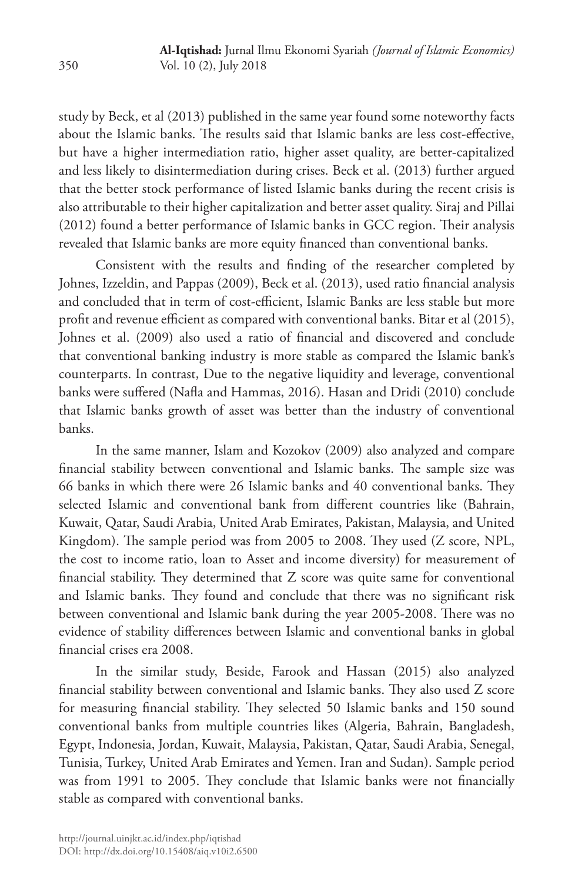study by Beck, et al (2013) published in the same year found some noteworthy facts about the Islamic banks. The results said that Islamic banks are less cost-effective, but have a higher intermediation ratio, higher asset quality, are better-capitalized and less likely to disintermediation during crises. Beck et al. (2013) further argued that the better stock performance of listed Islamic banks during the recent crisis is also attributable to their higher capitalization and better asset quality. Siraj and Pillai (2012) found a better performance of Islamic banks in GCC region. Their analysis revealed that Islamic banks are more equity financed than conventional banks.

Consistent with the results and finding of the researcher completed by Johnes, Izzeldin, and Pappas (2009), Beck et al. (2013), used ratio financial analysis and concluded that in term of cost-efficient, Islamic Banks are less stable but more profit and revenue efficient as compared with conventional banks. Bitar et al (2015), Johnes et al. (2009) also used a ratio of financial and discovered and conclude that conventional banking industry is more stable as compared the Islamic bank's counterparts. In contrast, Due to the negative liquidity and leverage, conventional banks were suffered (Nafla and Hammas, 2016). Hasan and Dridi (2010) conclude that Islamic banks growth of asset was better than the industry of conventional banks.

In the same manner, Islam and Kozokov (2009) also analyzed and compare financial stability between conventional and Islamic banks. The sample size was 66 banks in which there were 26 Islamic banks and 40 conventional banks. They selected Islamic and conventional bank from different countries like (Bahrain, Kuwait, Qatar, Saudi Arabia, United Arab Emirates, Pakistan, Malaysia, and United Kingdom). The sample period was from 2005 to 2008. They used (Z score, NPL, the cost to income ratio, loan to Asset and income diversity) for measurement of financial stability. They determined that Z score was quite same for conventional and Islamic banks. They found and conclude that there was no significant risk between conventional and Islamic bank during the year 2005-2008. There was no evidence of stability differences between Islamic and conventional banks in global financial crises era 2008.

In the similar study, Beside, Farook and Hassan (2015) also analyzed financial stability between conventional and Islamic banks. They also used Z score for measuring financial stability. They selected 50 Islamic banks and 150 sound conventional banks from multiple countries likes (Algeria, Bahrain, Bangladesh, Egypt, Indonesia, Jordan, Kuwait, Malaysia, Pakistan, Qatar, Saudi Arabia, Senegal, Tunisia, Turkey, United Arab Emirates and Yemen. Iran and Sudan). Sample period was from 1991 to 2005. They conclude that Islamic banks were not financially stable as compared with conventional banks.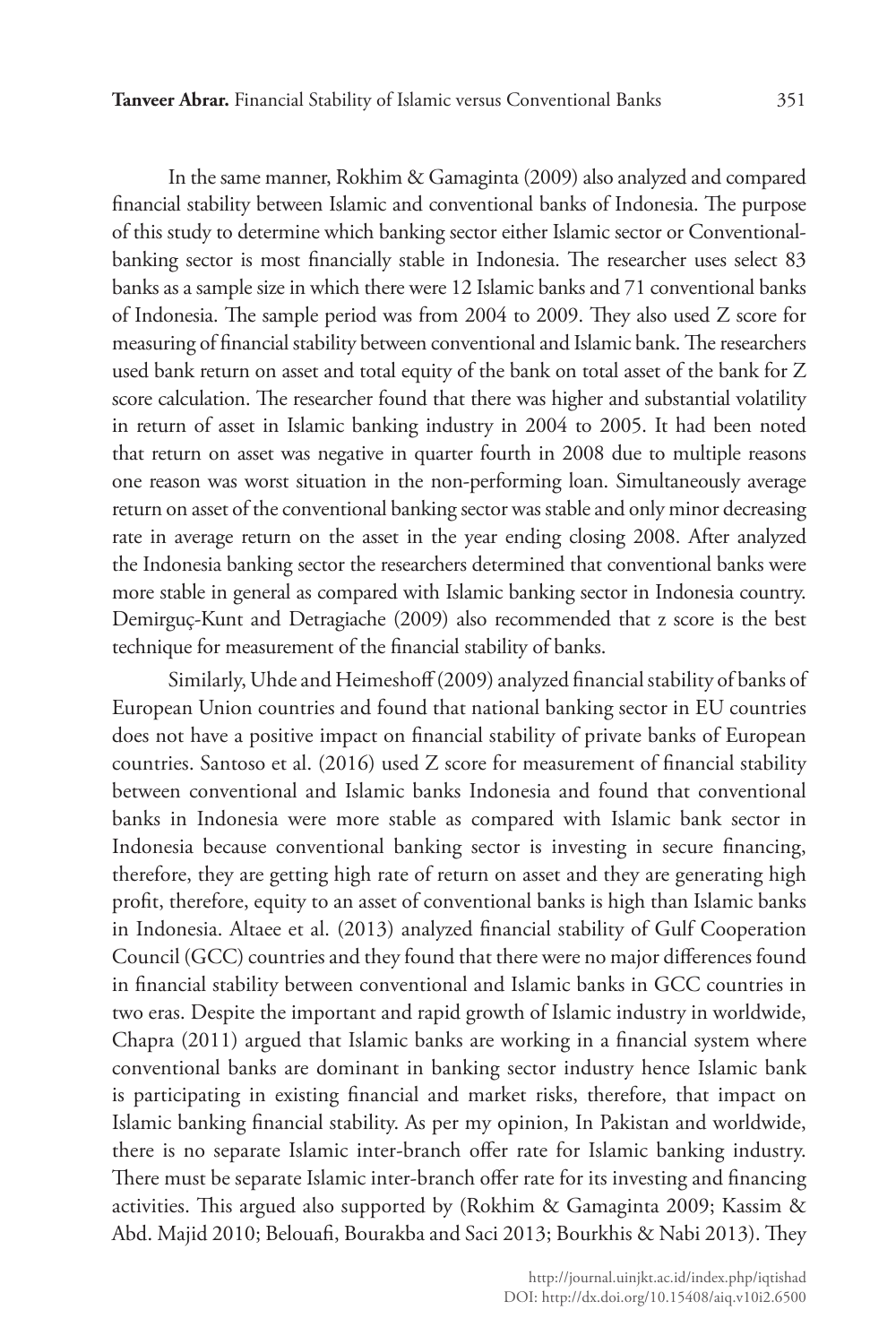In the same manner, Rokhim & Gamaginta (2009) also analyzed and compared financial stability between Islamic and conventional banks of Indonesia. The purpose of this study to determine which banking sector either Islamic sector or Conventional-banking sector is most financially stable in Indonesia. The researcher uses select 83 banks as a sample size in which there were 12 Islamic banks and 71 conventional banks of Indonesia. The sample period was from 2004 to 2009. They also used Z score for measuring of financial stability between conventional and Islamic bank. The researchers used bank return on asset and total equity of the bank on total asset of the bank for Z score calculation. The researcher found that there was higher and substantial volatility in return of asset in Islamic banking industry in 2004 to 2005. It had been noted that return on asset was negative in quarter fourth in 2008 due to multiple reasons one reason was worst situation in the non-performing loan. Simultaneously average return on asset of the conventional banking sector was stable and only minor decreasing rate in average return on the asset in the year ending closing 2008. After analyzed the Indonesia banking sector the researchers determined that conventional banks were more stable in general as compared with Islamic banking sector in Indonesia country. Demirguç-Kunt and Detragiache (2009) also recommended that z score is the best technique for measurement of the financial stability of banks.

Similarly, Uhde and Heimeshoff (2009) analyzed financial stability of banks of European Union countries and found that national banking sector in EU countries does not have a positive impact on financial stability of private banks of European countries. Santoso et al. (2016) used Z score for measurement of financial stability between conventional and Islamic banks Indonesia and found that conventional banks in Indonesia were more stable as compared with Islamic bank sector in Indonesia because conventional banking sector is investing in secure financing, therefore, they are getting high rate of return on asset and they are generating high profit, therefore, equity to an asset of conventional banks is high than Islamic banks in Indonesia. Altaee et al. (2013) analyzed financial stability of Gulf Cooperation Council (GCC) countries and they found that there were no major differences found in financial stability between conventional and Islamic banks in GCC countries in two eras. Despite the important and rapid growth of Islamic industry in worldwide, Chapra (2011) argued that Islamic banks are working in a financial system where conventional banks are dominant in banking sector industry hence Islamic bank is participating in existing financial and market risks, therefore, that impact on Islamic banking financial stability. As per my opinion, In Pakistan and worldwide, there is no separate Islamic inter-branch offer rate for Islamic banking industry. There must be separate Islamic inter-branch offer rate for its investing and financing activities. This argued also supported by (Rokhim & Gamaginta 2009; Kassim & Abd. Majid 2010; Belouafi, Bourakba and Saci 2013; Bourkhis & Nabi 2013). They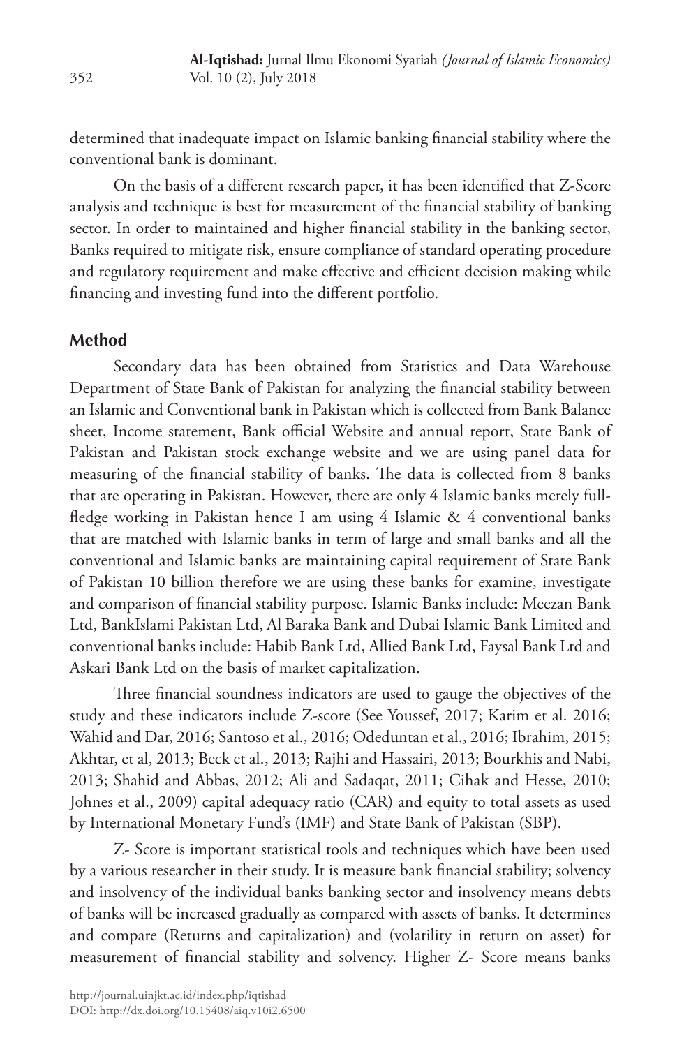determined that inadequate impact on Islamic banking financial stability where the conventional bank is dominant.

On the basis of a different research paper, it has been identified that Z-Score analysis and technique is best for measurement of the financial stability of banking sector. In order to maintained and higher financial stability in the banking sector, Banks required to mitigate risk, ensure compliance of standard operating procedure and regulatory requirement and make effective and efficient decision making while financing and investing fund into the different portfolio.

## Method

Secondary data has been obtained from Statistics and Data Warehouse Department of State Bank of Pakistan for analyzing the financial stability between an Islamic and Conventional bank in Pakistan which is collected from Bank Balance sheet, Income statement, Bank official Website and annual report, State Bank of Pakistan and Pakistan stock exchange website and we are using panel data for measuring of the financial stability of banks. The data is collected from 8 banks that are operating in Pakistan. However, there are only 4 Islamic banks merely full-fledge working in Pakistan hence I am using 4 Islamic & 4 conventional banks that are matched with Islamic banks in term of large and small banks and all the conventional and Islamic banks are maintaining capital requirement of State Bank of Pakistan 10 billion therefore we are using these banks for examine, investigate and comparison of financial stability purpose. Islamic Banks include: Meezan Bank Ltd, BankIslami Pakistan Ltd, Al Baraka Bank and Dubai Islamic Bank Limited and conventional banks include: Habib Bank Ltd, Allied Bank Ltd, Faysal Bank Ltd and Askari Bank Ltd on the basis of market capitalization.

Three financial soundness indicators are used to gauge the objectives of the study and these indicators include Z-score (See Youssef, 2017; Karim et al. 2016; Wahid and Dar, 2016; Santoso et al., 2016; Odeduntan et al., 2016; Ibrahim, 2015; Akhtar, et al, 2013; Beck et al., 2013; Rajhi and Hassairi, 2013; Bourkhis and Nabi, 2013; Shahid and Abbas, 2012; Ali and Sadaqat, 2011; Cihak and Hesse, 2010; Johnes et al., 2009) capital adequacy ratio (CAR) and equity to total assets as used by International Monetary Fund's (IMF) and State Bank of Pakistan (SBP).

Z- Score is important statistical tools and techniques which have been used by a various researcher in their study. It is measure bank financial stability; solvency and insolvency of the individual banks banking sector and insolvency means debts of banks will be increased gradually as compared with assets of banks. It determines and compare (Returns and capitalization) and (volatility in return on asset) for measurement of financial stability and solvency. Higher Z- Score means banks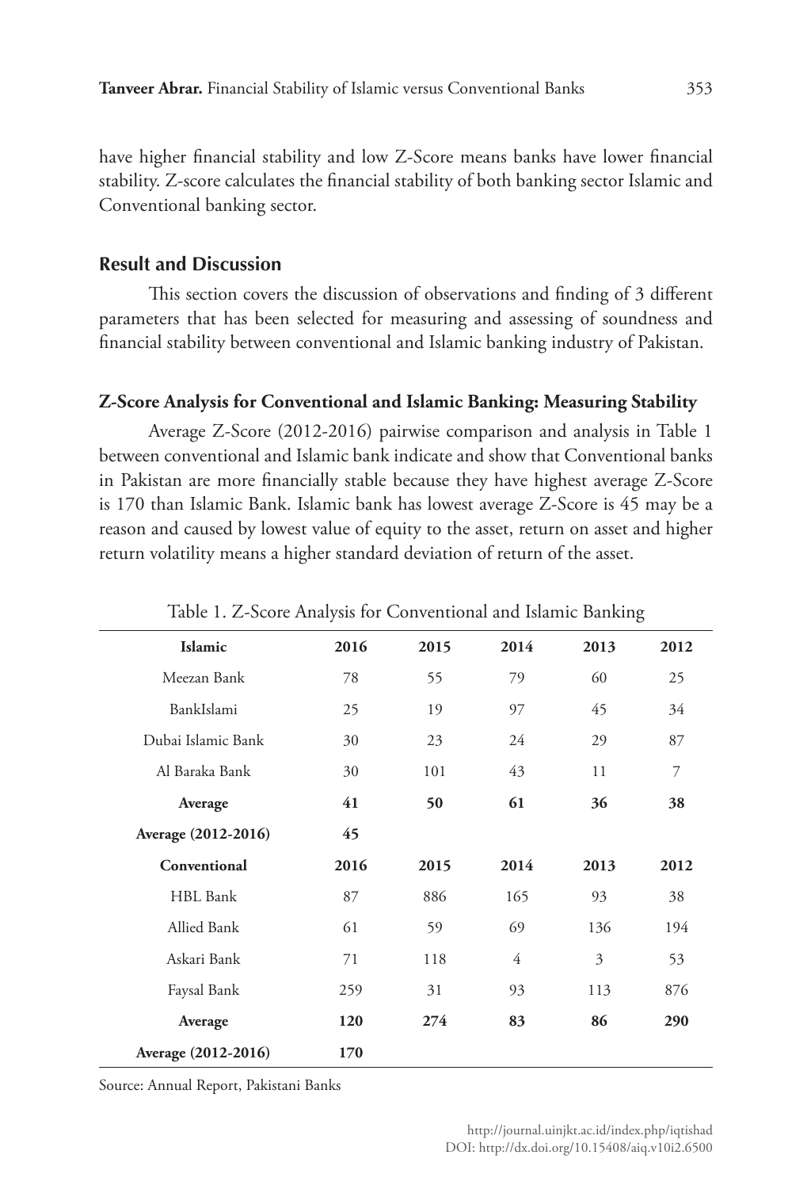have higher financial stability and low Z-Score means banks have lower financial stability. Z-score calculates the financial stability of both banking sector Islamic and Conventional banking sector.

## Result and Discussion

This section covers the discussion of observations and finding of 3 different parameters that has been selected for measuring and assessing of soundness and financial stability between conventional and Islamic banking industry of Pakistan.

### Z-Score Analysis for Conventional and Islamic Banking: Measuring Stability

Average Z-Score (2012-2016) pairwise comparison and analysis in Table 1 between conventional and Islamic bank indicate and show that Conventional banks in Pakistan are more financially stable because they have highest average Z-Score is 170 than Islamic Bank. Islamic bank has lowest average Z-Score is 45 may be a reason and caused by lowest value of equity to the asset, return on asset and higher return volatility means a higher standard deviation of return of the asset.

Table 1. Z-Score Analysis for Conventional and Islamic Banking

| **Islamic** | **2016** | **2015** | **2014** | **2013** | **2012** |
|---|---|---|---|---|---|
| Meezan Bank | 78 | 55 | 79 | 60 | 25 |
| BankIslami | 25 | 19 | 97 | 45 | 34 |
| Dubai Islamic Bank | 30 | 23 | 24 | 29 | 87 |
| Al Baraka Bank | 30 | 101 | 43 | 11 | 7 |
| **Average** | **41** | **50** | **61** | **36** | **38** |
| **Average (2012-2016)** | **45** | | | | |
| **Conventional** | **2016** | **2015** | **2014** | **2013** | **2012** |
| HBL Bank | 87 | 886 | 165 | 93 | 38 |
| Allied Bank | 61 | 59 | 69 | 136 | 194 |
| Askari Bank | 71 | 118 | 4 | 3 | 53 |
| Faysal Bank | 259 | 31 | 93 | 113 | 876 |
| **Average** | **120** | **274** | **83** | **86** | **290** |
| **Average (2012-2016)** | **170** | | | | |

Source: Annual Report, Pakistani Banks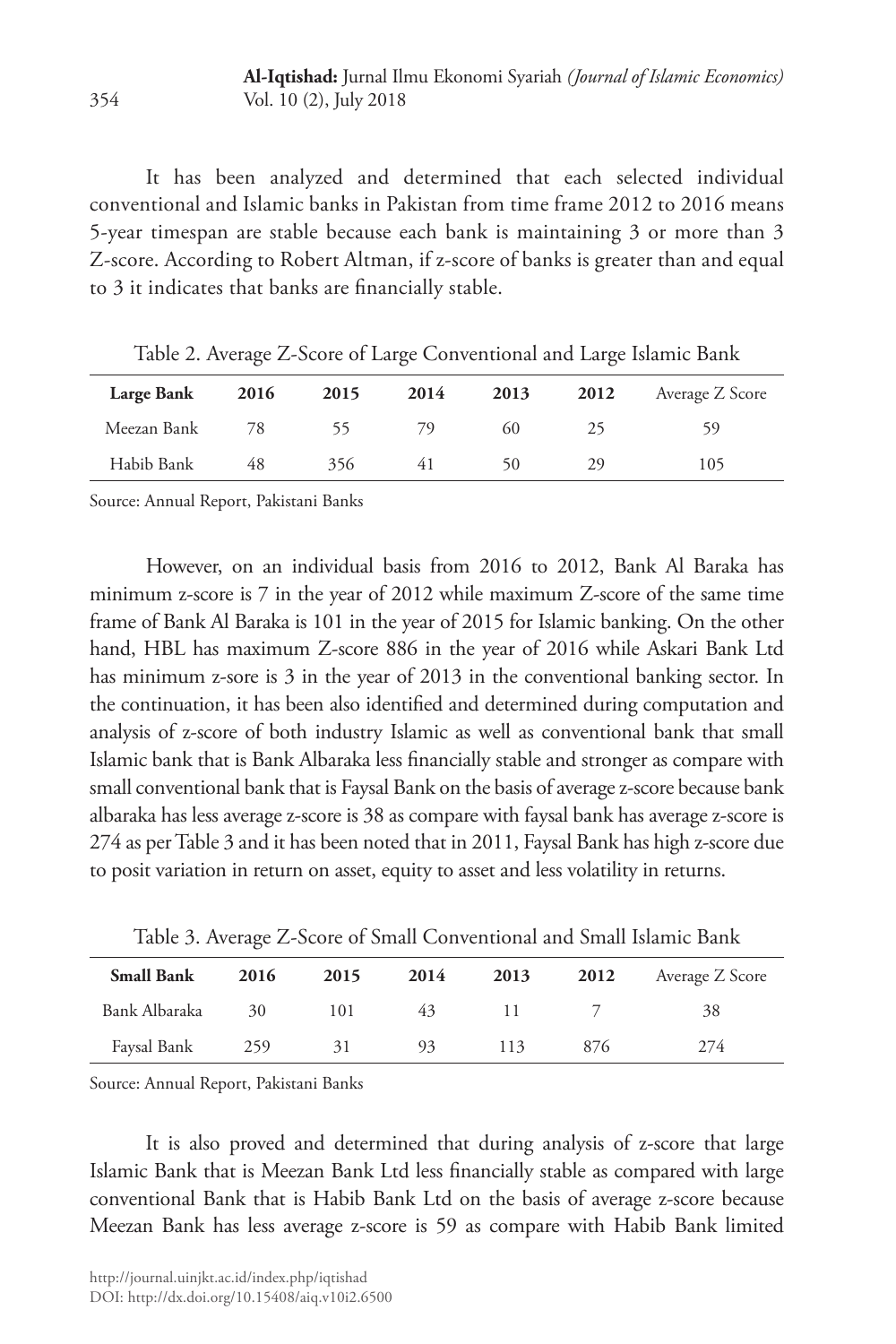It has been analyzed and determined that each selected individual conventional and Islamic banks in Pakistan from time frame 2012 to 2016 means 5-year timespan are stable because each bank is maintaining 3 or more than 3 Z-score. According to Robert Altman, if z-score of banks is greater than and equal to 3 it indicates that banks are financially stable.

Table 2. Average Z-Score of Large Conventional and Large Islamic Bank

| **Large Bank** | **2016** | **2015** | **2014** | **2013** | **2012** | Average Z Score |
|---|---|---|---|---|---|---|
| Meezan Bank | 78 | 55 | 79 | 60 | 25 | 59 |
| Habib Bank | 48 | 356 | 41 | 50 | 29 | 105 |

Source: Annual Report, Pakistani Banks

However, on an individual basis from 2016 to 2012, Bank Al Baraka has minimum z-score is 7 in the year of 2012 while maximum Z-score of the same time frame of Bank Al Baraka is 101 in the year of 2015 for Islamic banking. On the other hand, HBL has maximum Z-score 886 in the year of 2016 while Askari Bank Ltd has minimum z-sore is 3 in the year of 2013 in the conventional banking sector. In the continuation, it has been also identified and determined during computation and analysis of z-score of both industry Islamic as well as conventional bank that small Islamic bank that is Bank Albaraka less financially stable and stronger as compare with small conventional bank that is Faysal Bank on the basis of average z-score because bank albaraka has less average z-score is 38 as compare with faysal bank has average z-score is 274 as per Table 3 and it has been noted that in 2011, Faysal Bank has high z-score due to posit variation in return on asset, equity to asset and less volatility in returns.

Table 3. Average Z-Score of Small Conventional and Small Islamic Bank

| **Small Bank** | **2016** | **2015** | **2014** | **2013** | **2012** | Average Z Score |
|---|---|---|---|---|---|---|
| Bank Albaraka | 30 | 101 | 43 | 11 | 7 | 38 |
| Faysal Bank | 259 | 31 | 93 | 113 | 876 | 274 |

Source: Annual Report, Pakistani Banks

It is also proved and determined that during analysis of z-score that large Islamic Bank that is Meezan Bank Ltd less financially stable as compared with large conventional Bank that is Habib Bank Ltd on the basis of average z-score because Meezan Bank has less average z-score is 59 as compare with Habib Bank limited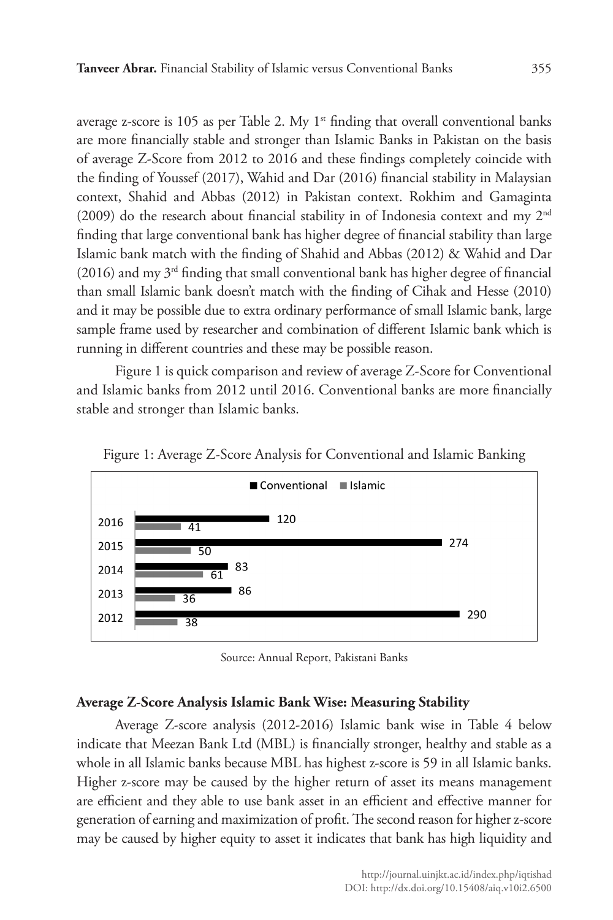average z-score is 105 as per Table 2. My 1st finding that overall conventional banks are more financially stable and stronger than Islamic Banks in Pakistan on the basis of average Z-Score from 2012 to 2016 and these findings completely coincide with the finding of Youssef (2017), Wahid and Dar (2016) financial stability in Malaysian context, Shahid and Abbas (2012) in Pakistan context. Rokhim and Gamaginta (2009) do the research about financial stability in of Indonesia context and my 2nd finding that large conventional bank has higher degree of financial stability than large Islamic bank match with the finding of Shahid and Abbas (2012) & Wahid and Dar (2016) and my 3rd finding that small conventional bank has higher degree of financial than small Islamic bank doesn't match with the finding of Cihak and Hesse (2010) and it may be possible due to extra ordinary performance of small Islamic bank, large sample frame used by researcher and combination of different Islamic bank which is running in different countries and these may be possible reason.

Figure 1 is quick comparison and review of average Z-Score for Conventional and Islamic banks from 2012 until 2016. Conventional banks are more financially stable and stronger than Islamic banks.

Figure 1: Average Z-Score Analysis for Conventional and Islamic Banking

| Year | Conventional | Islamic |
|---|---|---|
| 2016 | 120 | 41 |
| 2015 | 274 | 50 |
| 2014 | 83 | 61 |
| 2013 | 86 | 36 |
| 2012 | 290 | 38 |

Source: Annual Report, Pakistani Banks

**Average Z-Score Analysis Islamic Bank Wise: Measuring Stability**

Average Z-score analysis (2012-2016) Islamic bank wise in Table 4 below indicate that Meezan Bank Ltd (MBL) is financially stronger, healthy and stable as a whole in all Islamic banks because MBL has highest z-score is 59 in all Islamic banks. Higher z-score may be caused by the higher return of asset its means management are efficient and they able to use bank asset in an efficient and effective manner for generation of earning and maximization of profit. The second reason for higher z-score may be caused by higher equity to asset it indicates that bank has high liquidity and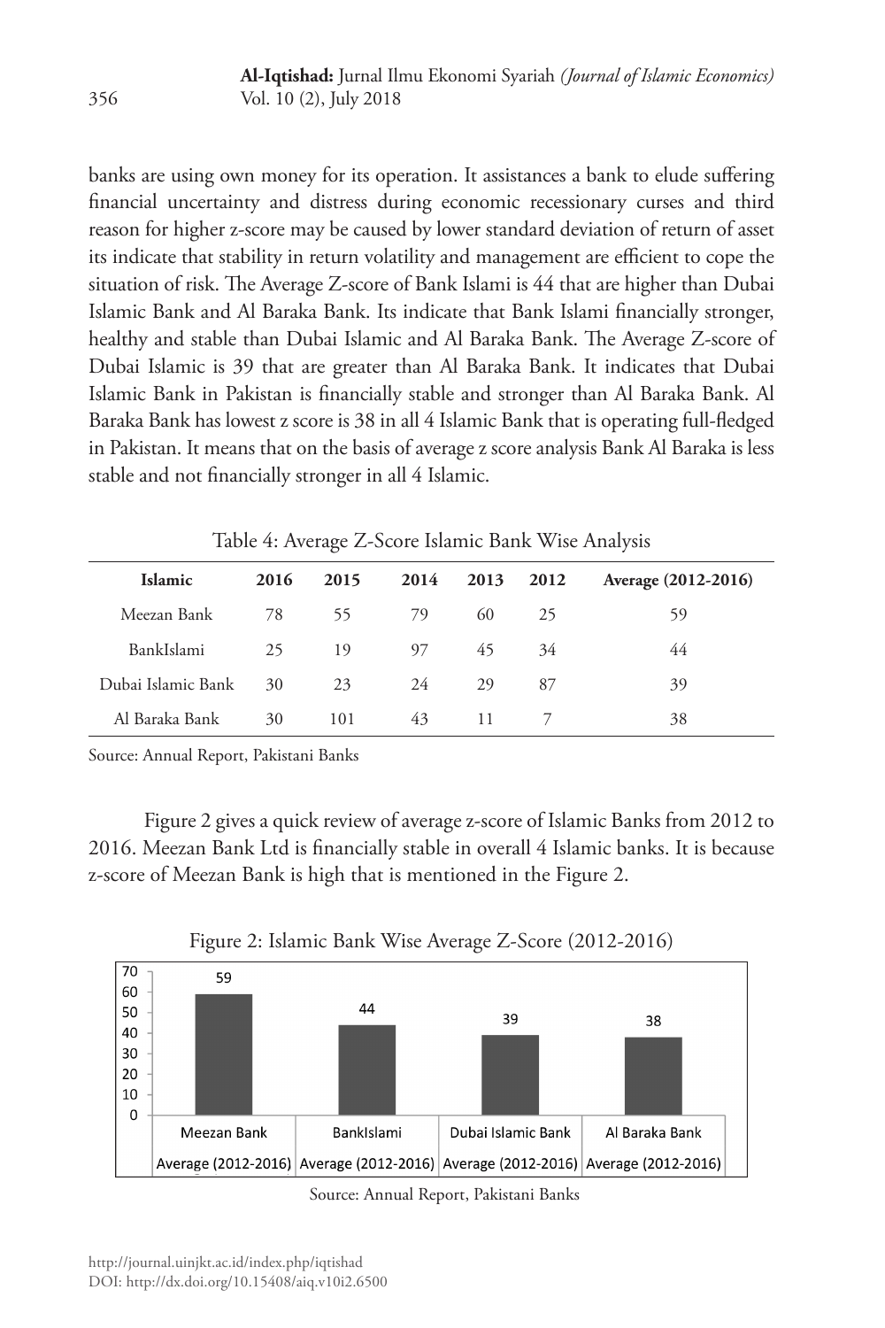banks are using own money for its operation. It assistances a bank to elude suffering financial uncertainty and distress during economic recessionary curses and third reason for higher z-score may be caused by lower standard deviation of return of asset its indicate that stability in return volatility and management are efficient to cope the situation of risk. The Average Z-score of Bank Islami is 44 that are higher than Dubai Islamic Bank and Al Baraka Bank. Its indicate that Bank Islami financially stronger, healthy and stable than Dubai Islamic and Al Baraka Bank. The Average Z-score of Dubai Islamic is 39 that are greater than Al Baraka Bank. It indicates that Dubai Islamic Bank in Pakistan is financially stable and stronger than Al Baraka Bank. Al Baraka Bank has lowest z score is 38 in all 4 Islamic Bank that is operating full-fledged in Pakistan. It means that on the basis of average z score analysis Bank Al Baraka is less stable and not financially stronger in all 4 Islamic.

Table 4: Average Z-Score Islamic Bank Wise Analysis

| Islamic | 2016 | 2015 | 2014 | 2013 | 2012 | Average (2012-2016) |
|---|---|---|---|---|---|---|
| Meezan Bank | 78 | 55 | 79 | 60 | 25 | 59 |
| BankIslami | 25 | 19 | 97 | 45 | 34 | 44 |
| Dubai Islamic Bank | 30 | 23 | 24 | 29 | 87 | 39 |
| Al Baraka Bank | 30 | 101 | 43 | 11 | 7 | 38 |

Source: Annual Report, Pakistani Banks

Figure 2 gives a quick review of average z-score of Islamic Banks from 2012 to 2016. Meezan Bank Ltd is financially stable in overall 4 Islamic banks. It is because z-score of Meezan Bank is high that is mentioned in the Figure 2.

Figure 2: Islamic Bank Wise Average Z-Score (2012-2016)

| | Meezan Bank | BankIslami | Dubai Islamic Bank | Al Baraka Bank |
|---|---|---|---|---|
| Average (2012-2016) | 59 | 44 | 39 | 38 |

Source: Annual Report, Pakistani Banks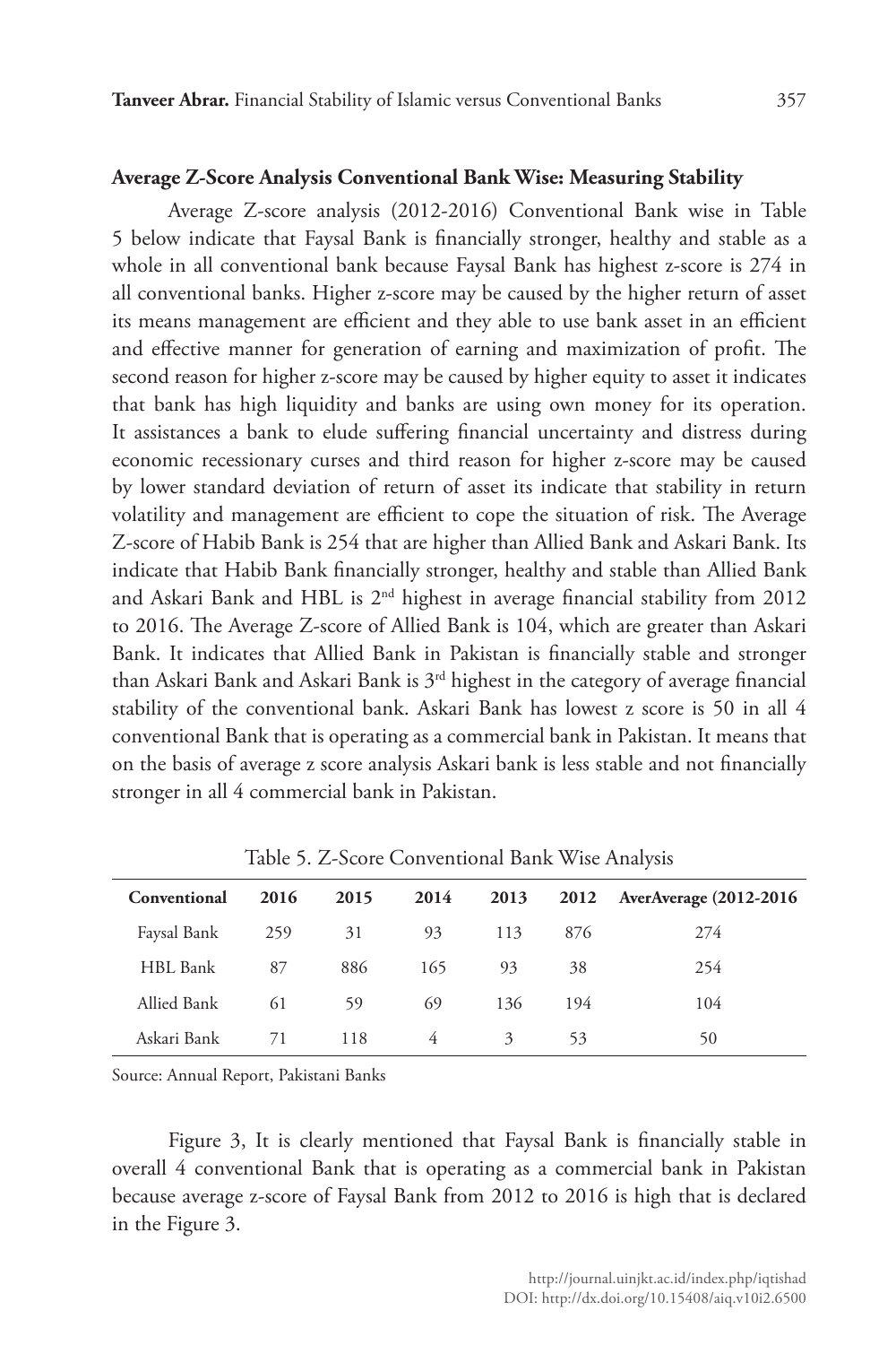**Average Z-Score Analysis Conventional Bank Wise: Measuring Stability**

Average Z-score analysis (2012-2016) Conventional Bank wise in Table 5 below indicate that Faysal Bank is financially stronger, healthy and stable as a whole in all conventional bank because Faysal Bank has highest z-score is 274 in all conventional banks. Higher z-score may be caused by the higher return of asset its means management are efficient and they able to use bank asset in an efficient and effective manner for generation of earning and maximization of profit. The second reason for higher z-score may be caused by higher equity to asset it indicates that bank has high liquidity and banks are using own money for its operation. It assistances a bank to elude suffering financial uncertainty and distress during economic recessionary curses and third reason for higher z-score may be caused by lower standard deviation of return of asset its indicate that stability in return volatility and management are efficient to cope the situation of risk. The Average Z-score of Habib Bank is 254 that are higher than Allied Bank and Askari Bank. Its indicate that Habib Bank financially stronger, healthy and stable than Allied Bank and Askari Bank and HBL is 2nd highest in average financial stability from 2012 to 2016. The Average Z-score of Allied Bank is 104, which are greater than Askari Bank. It indicates that Allied Bank in Pakistan is financially stable and stronger than Askari Bank and Askari Bank is 3rd highest in the category of average financial stability of the conventional bank. Askari Bank has lowest z score is 50 in all 4 conventional Bank that is operating as a commercial bank in Pakistan. It means that on the basis of average z score analysis Askari bank is less stable and not financially stronger in all 4 commercial bank in Pakistan.

Table 5. Z-Score Conventional Bank Wise Analysis

| Conventional | 2016 | 2015 | 2014 | 2013 | 2012 | AverAverage (2012-2016 |
|---|---|---|---|---|---|---|
| Faysal Bank | 259 | 31 | 93 | 113 | 876 | 274 |
| HBL Bank | 87 | 886 | 165 | 93 | 38 | 254 |
| Allied Bank | 61 | 59 | 69 | 136 | 194 | 104 |
| Askari Bank | 71 | 118 | 4 | 3 | 53 | 50 |

Source: Annual Report, Pakistani Banks

Figure 3, It is clearly mentioned that Faysal Bank is financially stable in overall 4 conventional Bank that is operating as a commercial bank in Pakistan because average z-score of Faysal Bank from 2012 to 2016 is high that is declared in the Figure 3.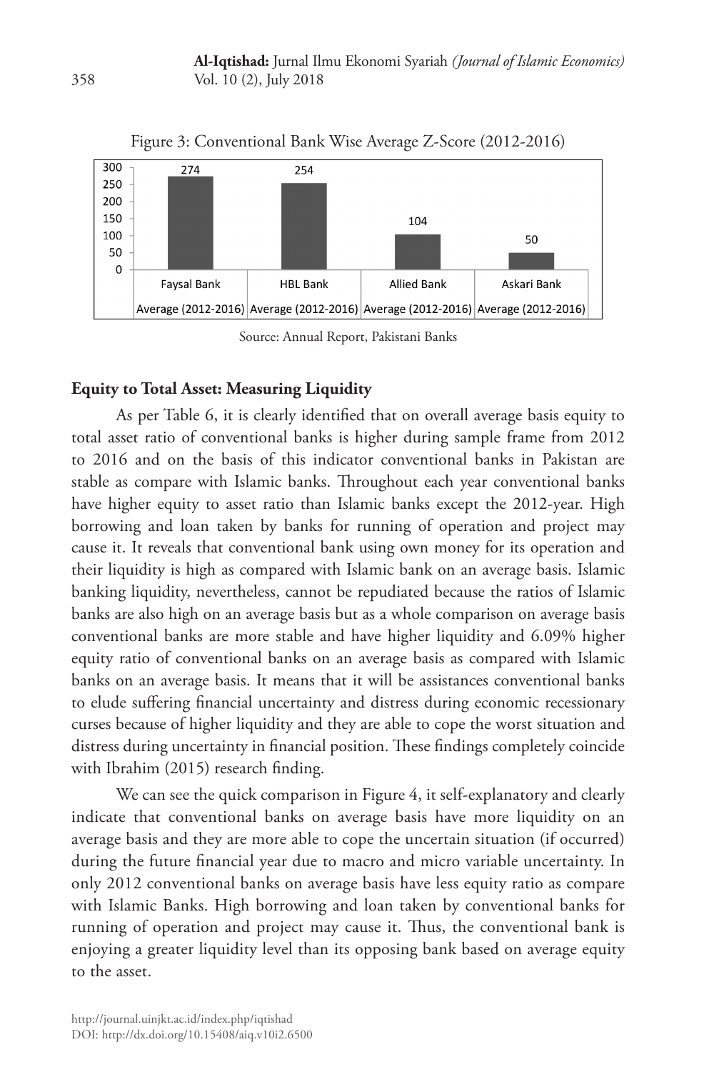Figure 3: Conventional Bank Wise Average Z-Score (2012-2016)

| Bank | Average (2012-2016) |
|---|---|
| Faysal Bank | 274 |
| HBL Bank | 254 |
| Allied Bank | 104 |
| Askari Bank | 50 |

Source: Annual Report, Pakistani Banks

**Equity to Total Asset: Measuring Liquidity**

As per Table 6, it is clearly identified that on overall average basis equity to total asset ratio of conventional banks is higher during sample frame from 2012 to 2016 and on the basis of this indicator conventional banks in Pakistan are stable as compare with Islamic banks. Throughout each year conventional banks have higher equity to asset ratio than Islamic banks except the 2012-year. High borrowing and loan taken by banks for running of operation and project may cause it. It reveals that conventional bank using own money for its operation and their liquidity is high as compared with Islamic bank on an average basis. Islamic banking liquidity, nevertheless, cannot be repudiated because the ratios of Islamic banks are also high on an average basis but as a whole comparison on average basis conventional banks are more stable and have higher liquidity and 6.09% higher equity ratio of conventional banks on an average basis as compared with Islamic banks on an average basis. It means that it will be assistances conventional banks to elude suffering financial uncertainty and distress during economic recessionary curses because of higher liquidity and they are able to cope the worst situation and distress during uncertainty in financial position. These findings completely coincide with Ibrahim (2015) research finding.

We can see the quick comparison in Figure 4, it self-explanatory and clearly indicate that conventional banks on average basis have more liquidity on an average basis and they are more able to cope the uncertain situation (if occurred) during the future financial year due to macro and micro variable uncertainty. In only 2012 conventional banks on average basis have less equity ratio as compare with Islamic Banks. High borrowing and loan taken by conventional banks for running of operation and project may cause it. Thus, the conventional bank is enjoying a greater liquidity level than its opposing bank based on average equity to the asset.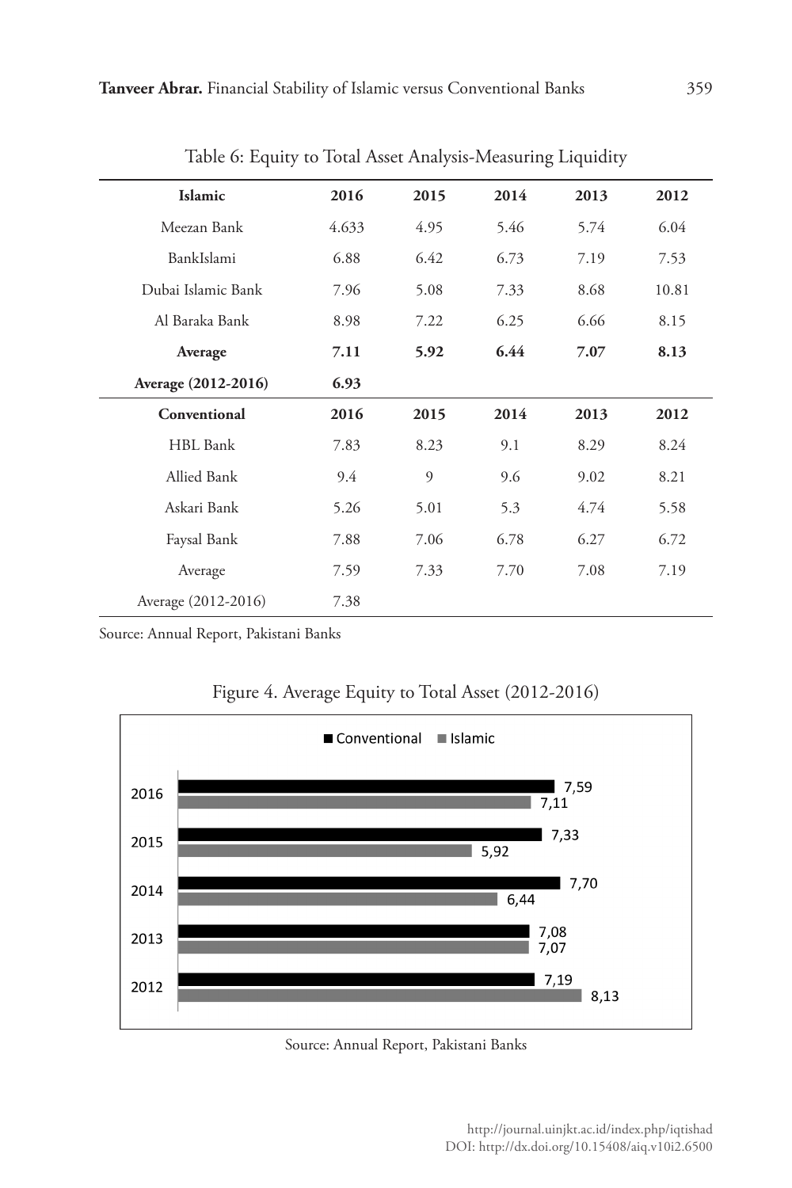Table 6: Equity to Total Asset Analysis-Measuring Liquidity

| Islamic | 2016 | 2015 | 2014 | 2013 | 2012 |
|---|---|---|---|---|---|
| Meezan Bank | 4.633 | 4.95 | 5.46 | 5.74 | 6.04 |
| BankIslami | 6.88 | 6.42 | 6.73 | 7.19 | 7.53 |
| Dubai Islamic Bank | 7.96 | 5.08 | 7.33 | 8.68 | 10.81 |
| Al Baraka Bank | 8.98 | 7.22 | 6.25 | 6.66 | 8.15 |
| **Average** | **7.11** | **5.92** | **6.44** | **7.07** | **8.13** |
| **Average (2012-2016)** | **6.93** | | | | |
| **Conventional** | **2016** | **2015** | **2014** | **2013** | **2012** |
| HBL Bank | 7.83 | 8.23 | 9.1 | 8.29 | 8.24 |
| Allied Bank | 9.4 | 9 | 9.6 | 9.02 | 8.21 |
| Askari Bank | 5.26 | 5.01 | 5.3 | 4.74 | 5.58 |
| Faysal Bank | 7.88 | 7.06 | 6.78 | 6.27 | 6.72 |
| Average | 7.59 | 7.33 | 7.70 | 7.08 | 7.19 |
| Average (2012-2016) | 7.38 | | | | |

Source: Annual Report, Pakistani Banks

Figure 4. Average Equity to Total Asset (2012-2016)

Source: Annual Report, Pakistani Banks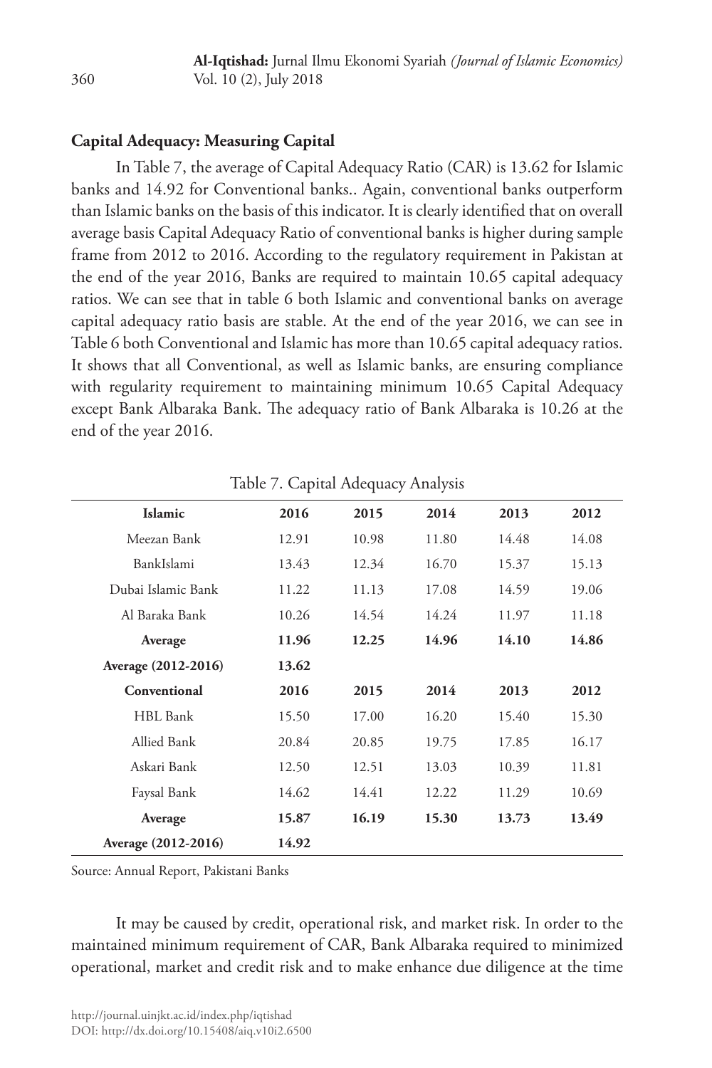**Capital Adequacy: Measuring Capital**

In Table 7, the average of Capital Adequacy Ratio (CAR) is 13.62 for Islamic banks and 14.92 for Conventional banks.. Again, conventional banks outperform than Islamic banks on the basis of this indicator. It is clearly identified that on overall average basis Capital Adequacy Ratio of conventional banks is higher during sample frame from 2012 to 2016. According to the regulatory requirement in Pakistan at the end of the year 2016, Banks are required to maintain 10.65 capital adequacy ratios. We can see that in table 6 both Islamic and conventional banks on average capital adequacy ratio basis are stable. At the end of the year 2016, we can see in Table 6 both Conventional and Islamic has more than 10.65 capital adequacy ratios. It shows that all Conventional, as well as Islamic banks, are ensuring compliance with regularity requirement to maintaining minimum 10.65 Capital Adequacy except Bank Albaraka Bank. The adequacy ratio of Bank Albaraka is 10.26 at the end of the year 2016.

Table 7. Capital Adequacy Analysis

| **Islamic** | **2016** | **2015** | **2014** | **2013** | **2012** |
|---|---|---|---|---|---|
| Meezan Bank | 12.91 | 10.98 | 11.80 | 14.48 | 14.08 |
| BankIslami | 13.43 | 12.34 | 16.70 | 15.37 | 15.13 |
| Dubai Islamic Bank | 11.22 | 11.13 | 17.08 | 14.59 | 19.06 |
| Al Baraka Bank | 10.26 | 14.54 | 14.24 | 11.97 | 11.18 |
| **Average** | **11.96** | **12.25** | **14.96** | **14.10** | **14.86** |
| **Average (2012-2016)** | **13.62** | | | | |
| **Conventional** | **2016** | **2015** | **2014** | **2013** | **2012** |
| HBL Bank | 15.50 | 17.00 | 16.20 | 15.40 | 15.30 |
| Allied Bank | 20.84 | 20.85 | 19.75 | 17.85 | 16.17 |
| Askari Bank | 12.50 | 12.51 | 13.03 | 10.39 | 11.81 |
| Faysal Bank | 14.62 | 14.41 | 12.22 | 11.29 | 10.69 |
| **Average** | **15.87** | **16.19** | **15.30** | **13.73** | **13.49** |
| **Average (2012-2016)** | **14.92** | | | | |

Source: Annual Report, Pakistani Banks

It may be caused by credit, operational risk, and market risk. In order to the maintained minimum requirement of CAR, Bank Albaraka required to minimized operational, market and credit risk and to make enhance due diligence at the time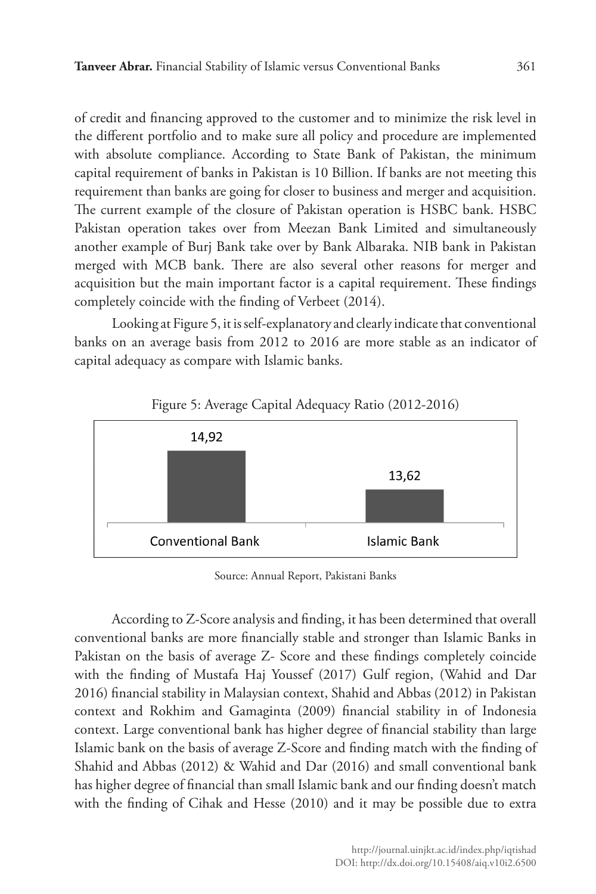of credit and financing approved to the customer and to minimize the risk level in the different portfolio and to make sure all policy and procedure are implemented with absolute compliance. According to State Bank of Pakistan, the minimum capital requirement of banks in Pakistan is 10 Billion. If banks are not meeting this requirement than banks are going for closer to business and merger and acquisition. The current example of the closure of Pakistan operation is HSBC bank. HSBC Pakistan operation takes over from Meezan Bank Limited and simultaneously another example of Burj Bank take over by Bank Albaraka. NIB bank in Pakistan merged with MCB bank. There are also several other reasons for merger and acquisition but the main important factor is a capital requirement. These findings completely coincide with the finding of Verbeet (2014).

Looking at Figure 5, it is self-explanatory and clearly indicate that conventional banks on an average basis from 2012 to 2016 are more stable as an indicator of capital adequacy as compare with Islamic banks.

Figure 5: Average Capital Adequacy Ratio (2012-2016)

| Conventional Bank | Islamic Bank |
|---|---|
| 14,92 | 13,62 |

Source: Annual Report, Pakistani Banks

According to Z-Score analysis and finding, it has been determined that overall conventional banks are more financially stable and stronger than Islamic Banks in Pakistan on the basis of average Z- Score and these findings completely coincide with the finding of Mustafa Haj Youssef (2017) Gulf region, (Wahid and Dar 2016) financial stability in Malaysian context, Shahid and Abbas (2012) in Pakistan context and Rokhim and Gamaginta (2009) financial stability in of Indonesia context. Large conventional bank has higher degree of financial stability than large Islamic bank on the basis of average Z-Score and finding match with the finding of Shahid and Abbas (2012) & Wahid and Dar (2016) and small conventional bank has higher degree of financial than small Islamic bank and our finding doesn't match with the finding of Cihak and Hesse (2010) and it may be possible due to extra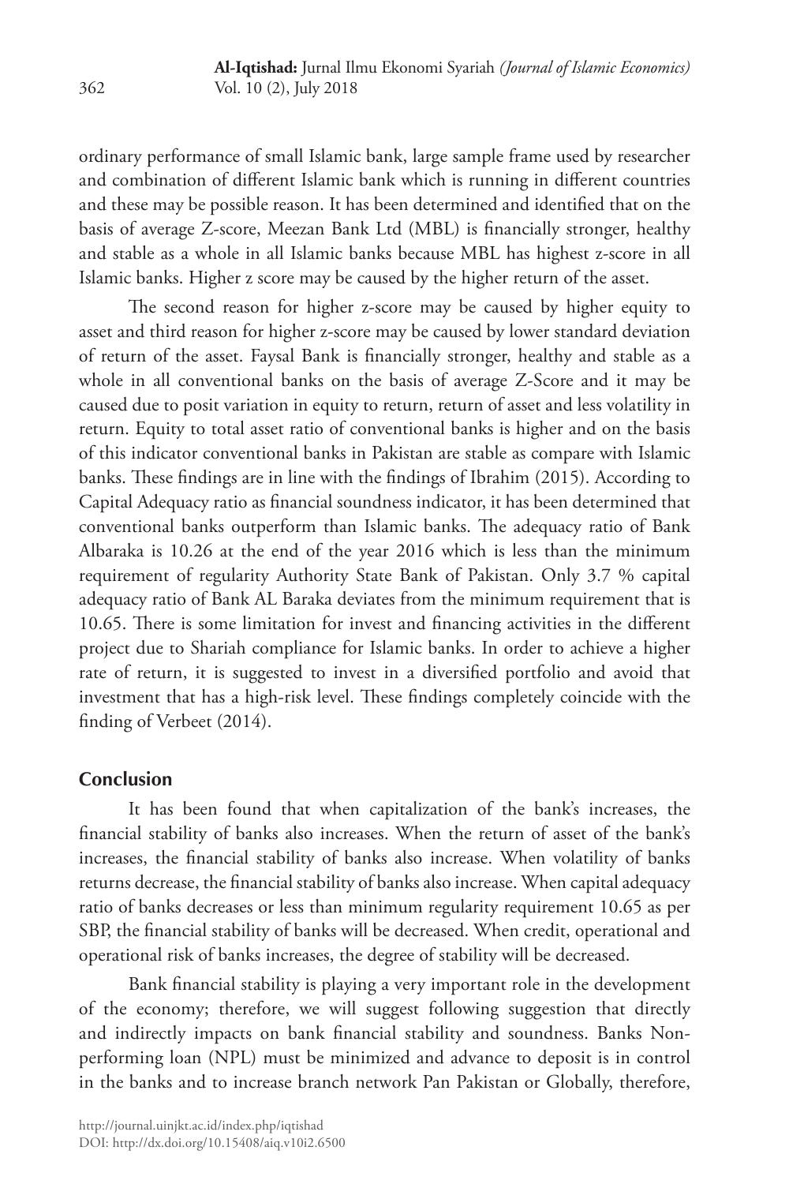ordinary performance of small Islamic bank, large sample frame used by researcher and combination of different Islamic bank which is running in different countries and these may be possible reason. It has been determined and identified that on the basis of average Z-score, Meezan Bank Ltd (MBL) is financially stronger, healthy and stable as a whole in all Islamic banks because MBL has highest z-score in all Islamic banks. Higher z score may be caused by the higher return of the asset.

The second reason for higher z-score may be caused by higher equity to asset and third reason for higher z-score may be caused by lower standard deviation of return of the asset. Faysal Bank is financially stronger, healthy and stable as a whole in all conventional banks on the basis of average Z-Score and it may be caused due to posit variation in equity to return, return of asset and less volatility in return. Equity to total asset ratio of conventional banks is higher and on the basis of this indicator conventional banks in Pakistan are stable as compare with Islamic banks. These findings are in line with the findings of Ibrahim (2015). According to Capital Adequacy ratio as financial soundness indicator, it has been determined that conventional banks outperform than Islamic banks. The adequacy ratio of Bank Albaraka is 10.26 at the end of the year 2016 which is less than the minimum requirement of regularity Authority State Bank of Pakistan. Only 3.7 % capital adequacy ratio of Bank AL Baraka deviates from the minimum requirement that is 10.65. There is some limitation for invest and financing activities in the different project due to Shariah compliance for Islamic banks. In order to achieve a higher rate of return, it is suggested to invest in a diversified portfolio and avoid that investment that has a high-risk level. These findings completely coincide with the finding of Verbeet (2014).

## Conclusion

It has been found that when capitalization of the bank's increases, the financial stability of banks also increases. When the return of asset of the bank's increases, the financial stability of banks also increase. When volatility of banks returns decrease, the financial stability of banks also increase. When capital adequacy ratio of banks decreases or less than minimum regularity requirement 10.65 as per SBP, the financial stability of banks will be decreased. When credit, operational and operational risk of banks increases, the degree of stability will be decreased.

Bank financial stability is playing a very important role in the development of the economy; therefore, we will suggest following suggestion that directly and indirectly impacts on bank financial stability and soundness. Banks Non-performing loan (NPL) must be minimized and advance to deposit is in control in the banks and to increase branch network Pan Pakistan or Globally, therefore,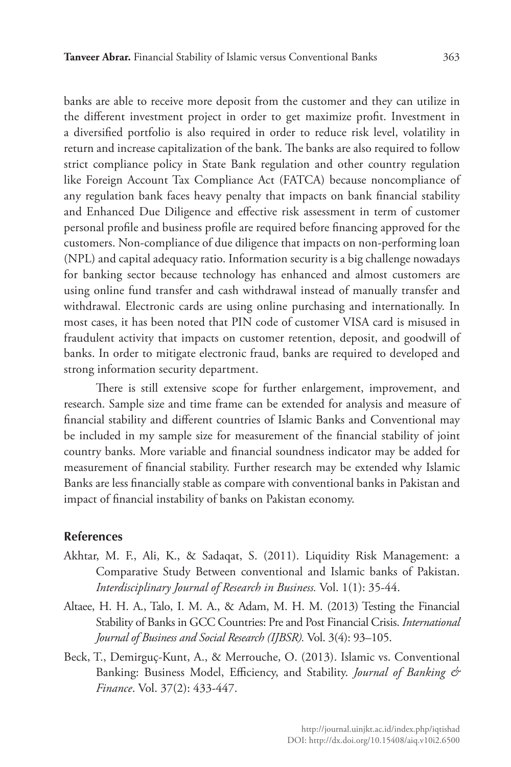banks are able to receive more deposit from the customer and they can utilize in the different investment project in order to get maximize profit. Investment in a diversified portfolio is also required in order to reduce risk level, volatility in return and increase capitalization of the bank. The banks are also required to follow strict compliance policy in State Bank regulation and other country regulation like Foreign Account Tax Compliance Act (FATCA) because noncompliance of any regulation bank faces heavy penalty that impacts on bank financial stability and Enhanced Due Diligence and effective risk assessment in term of customer personal profile and business profile are required before financing approved for the customers. Non-compliance of due diligence that impacts on non-performing loan (NPL) and capital adequacy ratio. Information security is a big challenge nowadays for banking sector because technology has enhanced and almost customers are using online fund transfer and cash withdrawal instead of manually transfer and withdrawal. Electronic cards are using online purchasing and internationally. In most cases, it has been noted that PIN code of customer VISA card is misused in fraudulent activity that impacts on customer retention, deposit, and goodwill of banks. In order to mitigate electronic fraud, banks are required to developed and strong information security department.

There is still extensive scope for further enlargement, improvement, and research. Sample size and time frame can be extended for analysis and measure of financial stability and different countries of Islamic Banks and Conventional may be included in my sample size for measurement of the financial stability of joint country banks. More variable and financial soundness indicator may be added for measurement of financial stability. Further research may be extended why Islamic Banks are less financially stable as compare with conventional banks in Pakistan and impact of financial instability of banks on Pakistan economy.

## References

Akhtar, M. F., Ali, K., & Sadaqat, S. (2011). Liquidity Risk Management: a Comparative Study Between conventional and Islamic banks of Pakistan. *Interdisciplinary Journal of Research in Business.* Vol. 1(1): 35-44.

Altaee, H. H. A., Talo, I. M. A., & Adam, M. H. M. (2013) Testing the Financial Stability of Banks in GCC Countries: Pre and Post Financial Crisis. *International Journal of Business and Social Research (IJBSR).* Vol. 3(4): 93–105.

Beck, T., Demirguç-Kunt, A., & Merrouche, O. (2013). Islamic vs. Conventional Banking: Business Model, Efficiency, and Stability. *Journal of Banking & Finance*. Vol. 37(2): 433-447.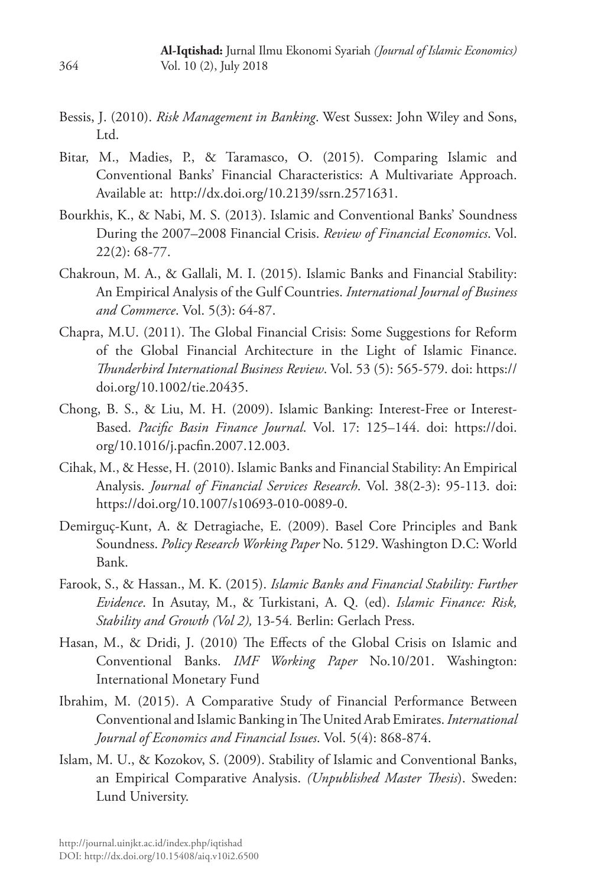Bessis, J. (2010). *Risk Management in Banking*. West Sussex: John Wiley and Sons, Ltd.

Bitar, M., Madies, P., & Taramasco, O. (2015). Comparing Islamic and Conventional Banks' Financial Characteristics: A Multivariate Approach. Available at: http://dx.doi.org/10.2139/ssrn.2571631.

Bourkhis, K., & Nabi, M. S. (2013). Islamic and Conventional Banks' Soundness During the 2007–2008 Financial Crisis. *Review of Financial Economics*. Vol. 22(2): 68-77.

Chakroun, M. A., & Gallali, M. I. (2015). Islamic Banks and Financial Stability: An Empirical Analysis of the Gulf Countries. *International Journal of Business and Commerce*. Vol. 5(3): 64-87.

Chapra, M.U. (2011). The Global Financial Crisis: Some Suggestions for Reform of the Global Financial Architecture in the Light of Islamic Finance. *Thunderbird International Business Review*. Vol. 53 (5): 565-579. doi: https://doi.org/10.1002/tie.20435.

Chong, B. S., & Liu, M. H. (2009). Islamic Banking: Interest-Free or Interest-Based. *Pacific Basin Finance Journal*. Vol. 17: 125–144. doi: https://doi.org/10.1016/j.pacfin.2007.12.003.

Cihak, M., & Hesse, H. (2010). Islamic Banks and Financial Stability: An Empirical Analysis. *Journal of Financial Services Research*. Vol. 38(2-3): 95-113. doi: https://doi.org/10.1007/s10693-010-0089-0.

Demirguç-Kunt, A. & Detragiache, E. (2009). Basel Core Principles and Bank Soundness. *Policy Research Working Paper* No. 5129. Washington D.C: World Bank.

Farook, S., & Hassan., M. K. (2015). *Islamic Banks and Financial Stability: Further Evidence*. In Asutay, M., & Turkistani, A. Q. (ed). *Islamic Finance: Risk, Stability and Growth (Vol 2),* 13-54. Berlin: Gerlach Press.

Hasan, M., & Dridi, J. (2010) The Effects of the Global Crisis on Islamic and Conventional Banks. *IMF Working Paper* No.10/201. Washington: International Monetary Fund

Ibrahim, M. (2015). A Comparative Study of Financial Performance Between Conventional and Islamic Banking in The United Arab Emirates. *International Journal of Economics and Financial Issues*. Vol. 5(4): 868-874.

Islam, M. U., & Kozokov, S. (2009). Stability of Islamic and Conventional Banks, an Empirical Comparative Analysis. *(Unpublished Master Thesis*). Sweden: Lund University.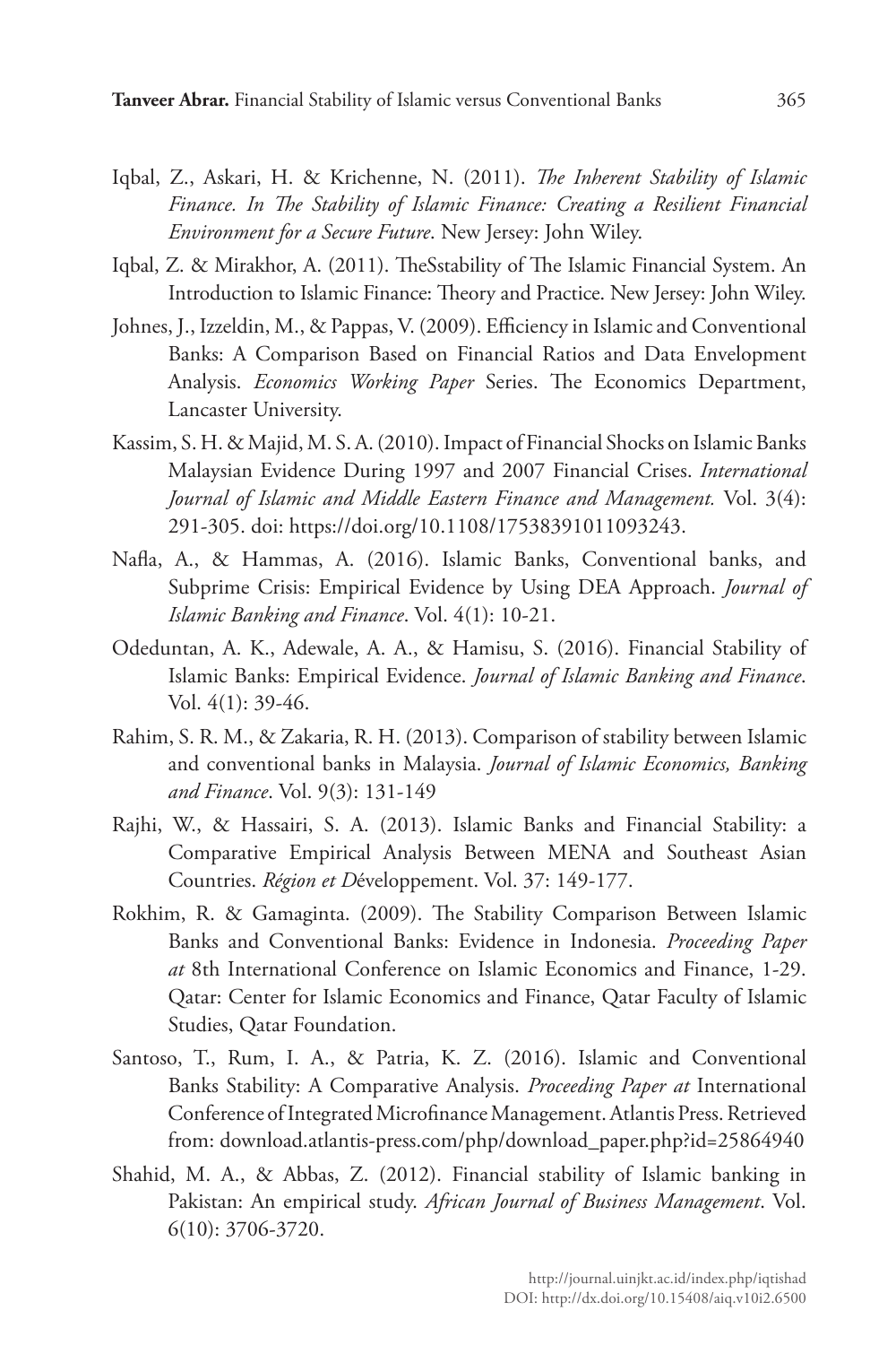Iqbal, Z., Askari, H. & Krichenne, N. (2011). *The Inherent Stability of Islamic Finance. In The Stability of Islamic Finance: Creating a Resilient Financial Environment for a Secure Future*. New Jersey: John Wiley.

Iqbal, Z. & Mirakhor, A. (2011). TheSstability of The Islamic Financial System. An Introduction to Islamic Finance: Theory and Practice. New Jersey: John Wiley.

Johnes, J., Izzeldin, M., & Pappas, V. (2009). Efficiency in Islamic and Conventional Banks: A Comparison Based on Financial Ratios and Data Envelopment Analysis. *Economics Working Paper* Series. The Economics Department, Lancaster University.

Kassim, S. H. & Majid, M. S. A. (2010). Impact of Financial Shocks on Islamic Banks Malaysian Evidence During 1997 and 2007 Financial Crises. *International Journal of Islamic and Middle Eastern Finance and Management.* Vol. 3(4): 291-305. doi: https://doi.org/10.1108/17538391011093243.

Nafla, A., & Hammas, A. (2016). Islamic Banks, Conventional banks, and Subprime Crisis: Empirical Evidence by Using DEA Approach. *Journal of Islamic Banking and Finance*. Vol. 4(1): 10-21.

Odeduntan, A. K., Adewale, A. A., & Hamisu, S. (2016). Financial Stability of Islamic Banks: Empirical Evidence. *Journal of Islamic Banking and Finance*. Vol. 4(1): 39-46.

Rahim, S. R. M., & Zakaria, R. H. (2013). Comparison of stability between Islamic and conventional banks in Malaysia. *Journal of Islamic Economics, Banking and Finance*. Vol. 9(3): 131-149

Rajhi, W., & Hassairi, S. A. (2013). Islamic Banks and Financial Stability: a Comparative Empirical Analysis Between MENA and Southeast Asian Countries. *Région et D*éveloppement. Vol. 37: 149-177.

Rokhim, R. & Gamaginta. (2009). The Stability Comparison Between Islamic Banks and Conventional Banks: Evidence in Indonesia. *Proceeding Paper at* 8th International Conference on Islamic Economics and Finance, 1-29. Qatar: Center for Islamic Economics and Finance, Qatar Faculty of Islamic Studies, Qatar Foundation.

Santoso, T., Rum, I. A., & Patria, K. Z. (2016). Islamic and Conventional Banks Stability: A Comparative Analysis. *Proceeding Paper at* International Conference of Integrated Microfinance Management. Atlantis Press. Retrieved from: download.atlantis-press.com/php/download_paper.php?id=25864940

Shahid, M. A., & Abbas, Z. (2012). Financial stability of Islamic banking in Pakistan: An empirical study. *African Journal of Business Management*. Vol. 6(10): 3706-3720.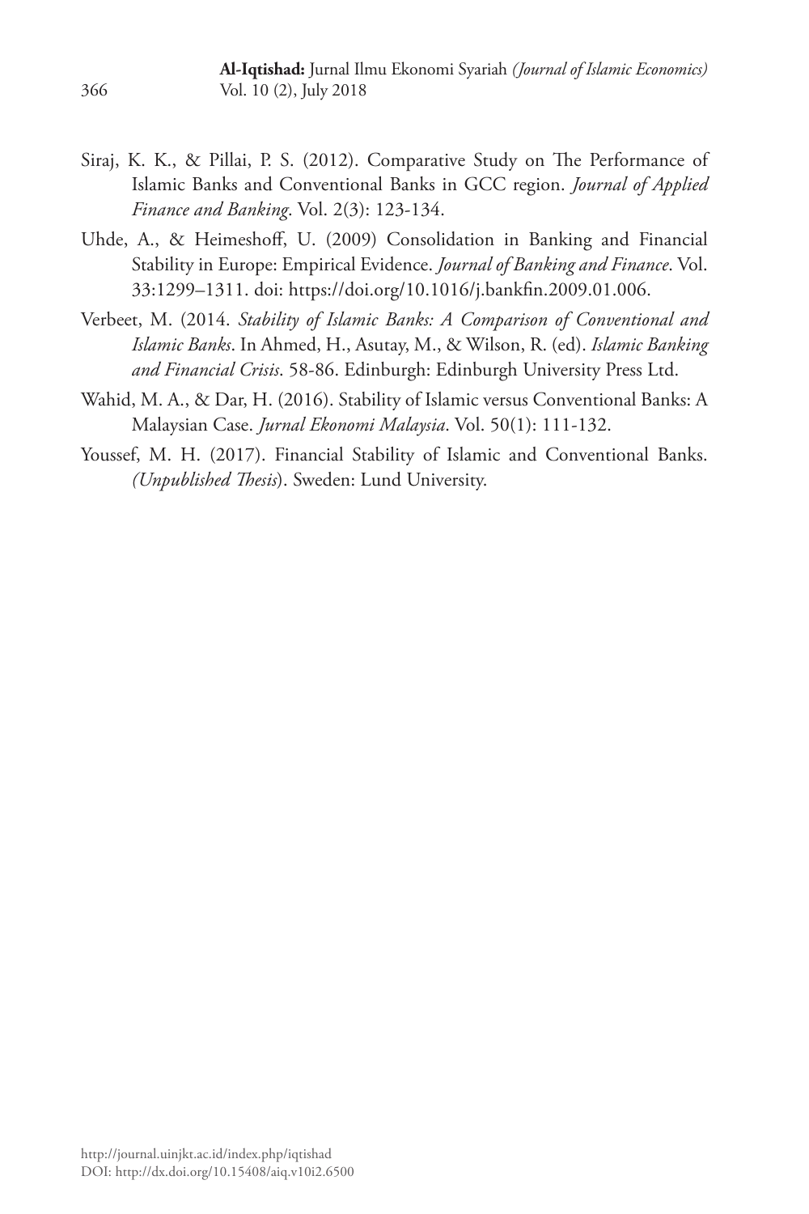Siraj, K. K., & Pillai, P. S. (2012). Comparative Study on The Performance of Islamic Banks and Conventional Banks in GCC region. *Journal of Applied Finance and Banking*. Vol. 2(3): 123-134.

Uhde, A., & Heimeshoff, U. (2009) Consolidation in Banking and Financial Stability in Europe: Empirical Evidence. *Journal of Banking and Finance*. Vol. 33:1299–1311. doi: https://doi.org/10.1016/j.bankfin.2009.01.006.

Verbeet, M. (2014. *Stability of Islamic Banks: A Comparison of Conventional and Islamic Banks*. In Ahmed, H., Asutay, M., & Wilson, R. (ed). *Islamic Banking and Financial Crisis*. 58-86. Edinburgh: Edinburgh University Press Ltd.

Wahid, M. A., & Dar, H. (2016). Stability of Islamic versus Conventional Banks: A Malaysian Case. *Jurnal Ekonomi Malaysia*. Vol. 50(1): 111-132.

Youssef, M. H. (2017). Financial Stability of Islamic and Conventional Banks. *(Unpublished Thesis*). Sweden: Lund University.